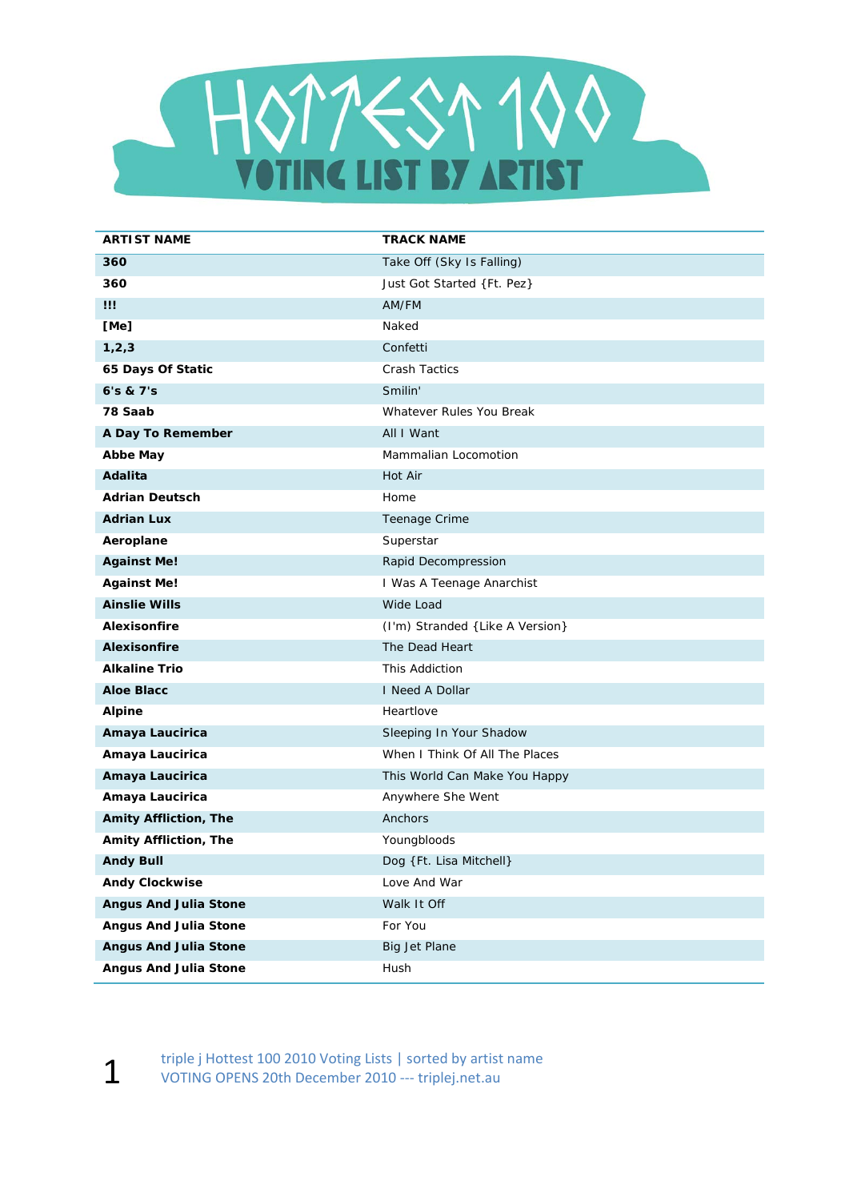# HOTTEST 100

## VOTING LIST BY ARTIST

| ARTIST NAME | TRACK NAME |
|---|---|
| **360** | Take Off (Sky Is Falling) |
| **360** | Just Got Started {Ft. Pez} |
| **!!!** | AM/FM |
| **[Me]** | Naked |
| **1,2,3** | Confetti |
| **65 Days Of Static** | Crash Tactics |
| **6's & 7's** | Smilin' |
| **78 Saab** | Whatever Rules You Break |
| **A Day To Remember** | All I Want |
| **Abbe May** | Mammalian Locomotion |
| **Adalita** | Hot Air |
| **Adrian Deutsch** | Home |
| **Adrian Lux** | Teenage Crime |
| **Aeroplane** | Superstar |
| **Against Me!** | Rapid Decompression |
| **Against Me!** | I Was A Teenage Anarchist |
| **Ainslie Wills** | Wide Load |
| **Alexisonfire** | (I'm) Stranded {Like A Version} |
| **Alexisonfire** | The Dead Heart |
| **Alkaline Trio** | This Addiction |
| **Aloe Blacc** | I Need A Dollar |
| **Alpine** | Heartlove |
| **Amaya Laucirica** | Sleeping In Your Shadow |
| **Amaya Laucirica** | When I Think Of All The Places |
| **Amaya Laucirica** | This World Can Make You Happy |
| **Amaya Laucirica** | Anywhere She Went |
| **Amity Affliction, The** | Anchors |
| **Amity Affliction, The** | Youngbloods |
| **Andy Bull** | Dog {Ft. Lisa Mitchell} |
| **Andy Clockwise** | Love And War |
| **Angus And Julia Stone** | Walk It Off |
| **Angus And Julia Stone** | For You |
| **Angus And Julia Stone** | Big Jet Plane |
| **Angus And Julia Stone** | Hush |

triple j Hottest 100 2010 Voting Lists | sorted by artist name
VOTING OPENS 20th December 2010 --- triplej.net.au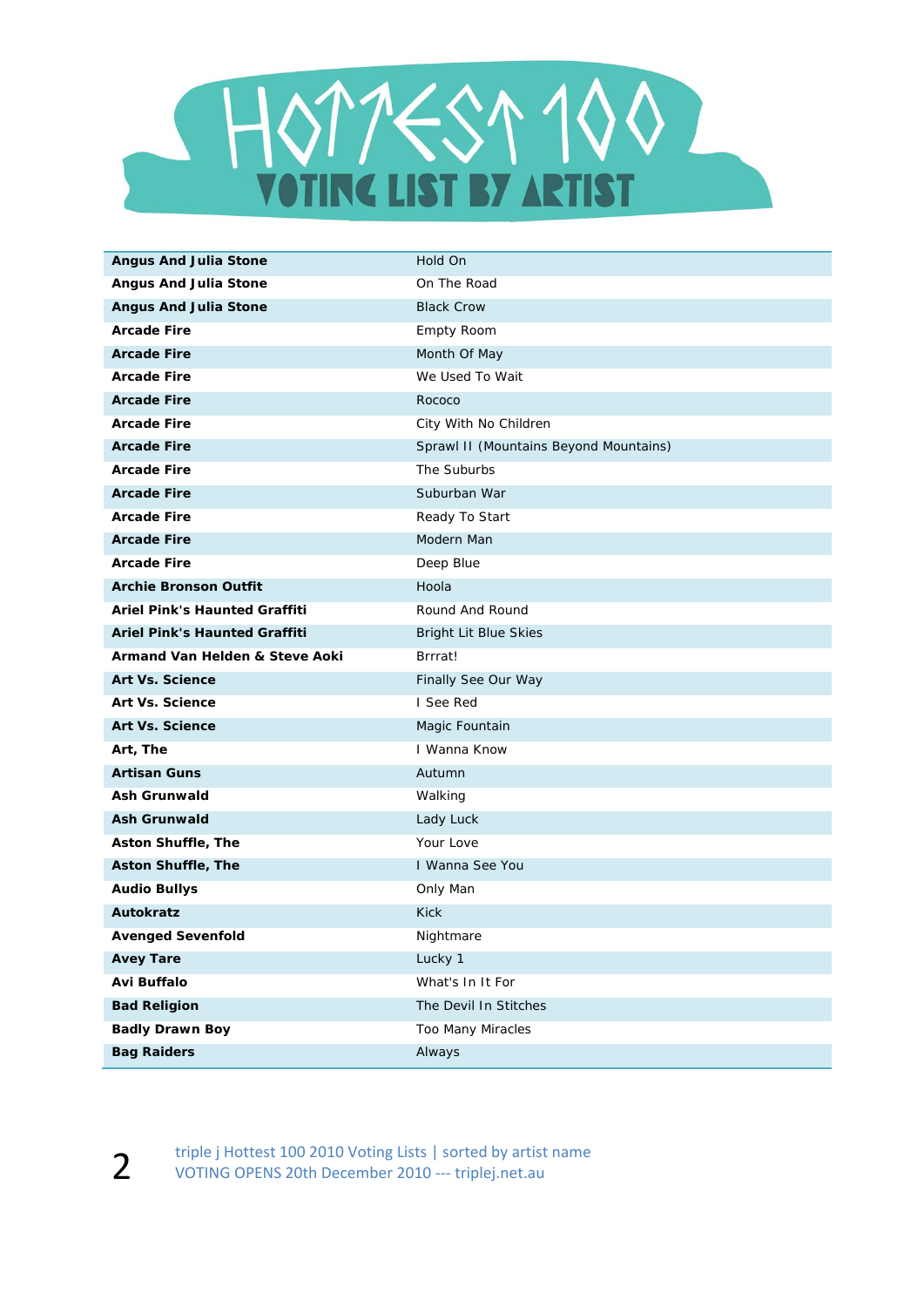# Hottest 100 Voting List by Artist

| Artist | Track |
|---|---|
| **Angus And Julia Stone** | Hold On |
| **Angus And Julia Stone** | On The Road |
| **Angus And Julia Stone** | Black Crow |
| **Arcade Fire** | Empty Room |
| **Arcade Fire** | Month Of May |
| **Arcade Fire** | We Used To Wait |
| **Arcade Fire** | Rococo |
| **Arcade Fire** | City With No Children |
| **Arcade Fire** | Sprawl II (Mountains Beyond Mountains) |
| **Arcade Fire** | The Suburbs |
| **Arcade Fire** | Suburban War |
| **Arcade Fire** | Ready To Start |
| **Arcade Fire** | Modern Man |
| **Arcade Fire** | Deep Blue |
| **Archie Bronson Outfit** | Hoola |
| **Ariel Pink's Haunted Graffiti** | Round And Round |
| **Ariel Pink's Haunted Graffiti** | Bright Lit Blue Skies |
| **Armand Van Helden & Steve Aoki** | Brrrat! |
| **Art Vs. Science** | Finally See Our Way |
| **Art Vs. Science** | I See Red |
| **Art Vs. Science** | Magic Fountain |
| **Art, The** | I Wanna Know |
| **Artisan Guns** | Autumn |
| **Ash Grunwald** | Walking |
| **Ash Grunwald** | Lady Luck |
| **Aston Shuffle, The** | Your Love |
| **Aston Shuffle, The** | I Wanna See You |
| **Audio Bullys** | Only Man |
| **Autokratz** | Kick |
| **Avenged Sevenfold** | Nightmare |
| **Avey Tare** | Lucky 1 |
| **Avi Buffalo** | What's In It For |
| **Bad Religion** | The Devil In Stitches |
| **Badly Drawn Boy** | Too Many Miracles |
| **Bag Raiders** | Always |

triple j Hottest 100 2010 Voting Lists | sorted by artist name
VOTING OPENS 20th December 2010 --- triplej.net.au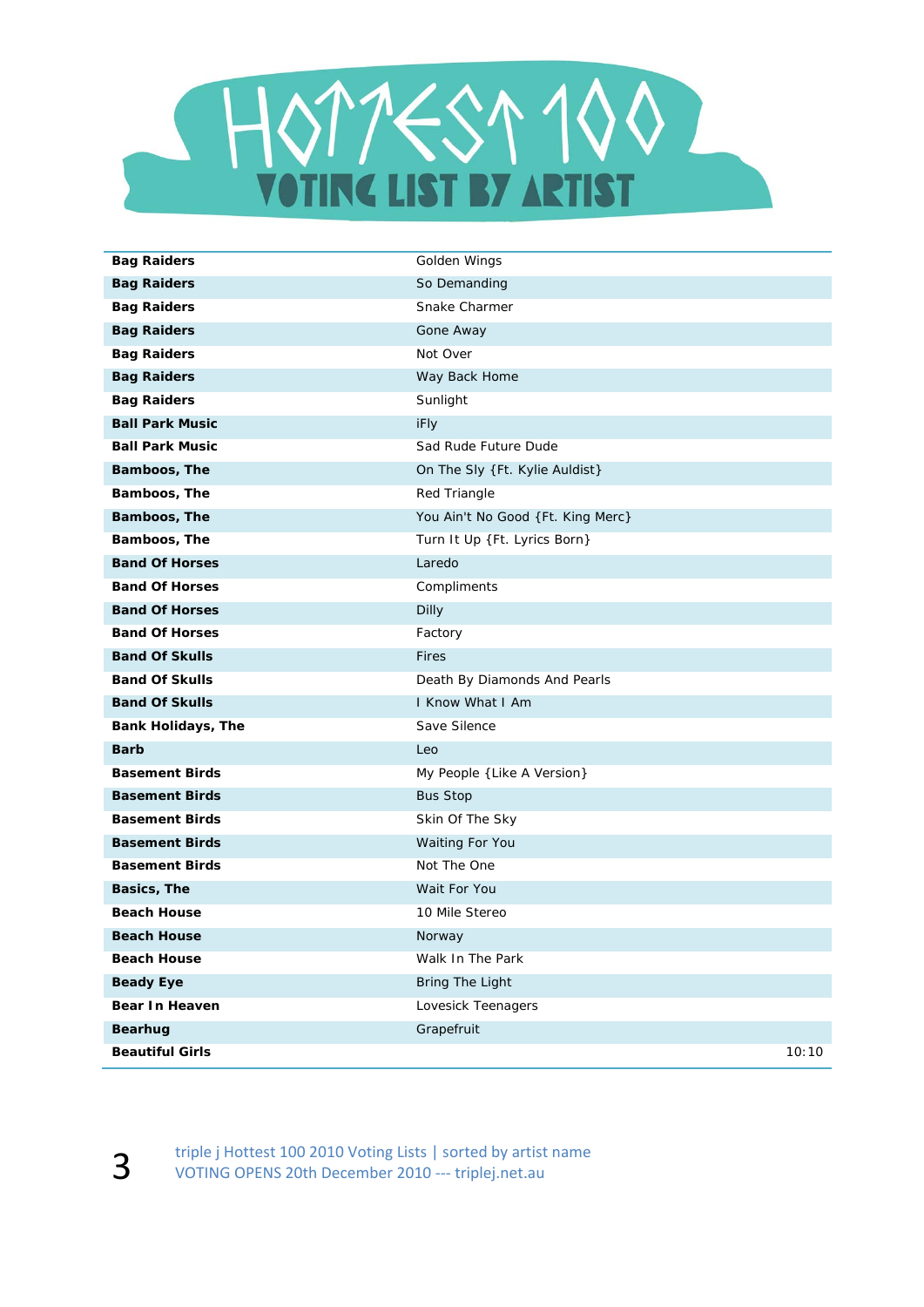# HOTTEST 100

## VOTING LIST BY ARTIST

| Artist | Song |
|---|---|
| **Bag Raiders** | Golden Wings |
| **Bag Raiders** | So Demanding |
| **Bag Raiders** | Snake Charmer |
| **Bag Raiders** | Gone Away |
| **Bag Raiders** | Not Over |
| **Bag Raiders** | Way Back Home |
| **Bag Raiders** | Sunlight |
| **Ball Park Music** | iFly |
| **Ball Park Music** | Sad Rude Future Dude |
| **Bamboos, The** | On The Sly {Ft. Kylie Auldist} |
| **Bamboos, The** | Red Triangle |
| **Bamboos, The** | You Ain't No Good {Ft. King Merc} |
| **Bamboos, The** | Turn It Up {Ft. Lyrics Born} |
| **Band Of Horses** | Laredo |
| **Band Of Horses** | Compliments |
| **Band Of Horses** | Dilly |
| **Band Of Horses** | Factory |
| **Band Of Skulls** | Fires |
| **Band Of Skulls** | Death By Diamonds And Pearls |
| **Band Of Skulls** | I Know What I Am |
| **Bank Holidays, The** | Save Silence |
| **Barb** | Leo |
| **Basement Birds** | My People {Like A Version} |
| **Basement Birds** | Bus Stop |
| **Basement Birds** | Skin Of The Sky |
| **Basement Birds** | Waiting For You |
| **Basement Birds** | Not The One |
| **Basics, The** | Wait For You |
| **Beach House** | 10 Mile Stereo |
| **Beach House** | Norway |
| **Beach House** | Walk In The Park |
| **Beady Eye** | Bring The Light |
| **Bear In Heaven** | Lovesick Teenagers |
| **Bearhug** | Grapefruit |
| **Beautiful Girls** | 10:10 |

triple j Hottest 100 2010 Voting Lists | sorted by artist name
VOTING OPENS 20th December 2010 --- triplej.net.au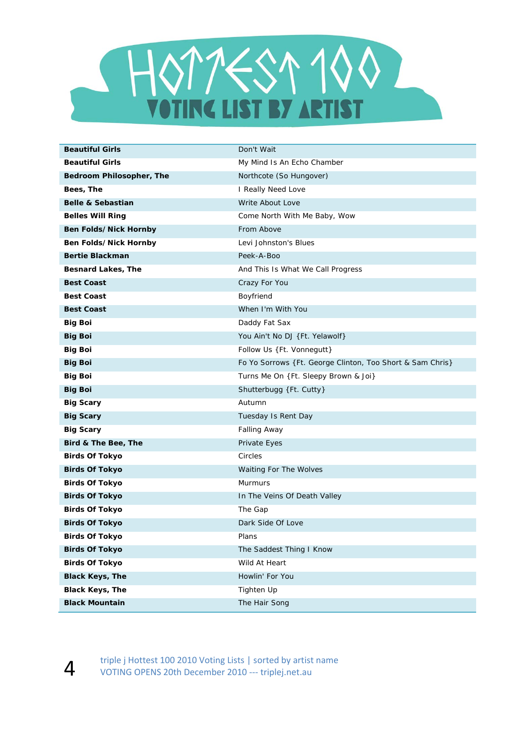# HOTTEST 100

## VOTING LIST BY ARTIST

| | |
|---|---|
| **Beautiful Girls** | Don't Wait |
| **Beautiful Girls** | My Mind Is An Echo Chamber |
| **Bedroom Philosopher, The** | Northcote (So Hungover) |
| **Bees, The** | I Really Need Love |
| **Belle & Sebastian** | Write About Love |
| **Belles Will Ring** | Come North With Me Baby, Wow |
| **Ben Folds/ Nick Hornby** | From Above |
| **Ben Folds/ Nick Hornby** | Levi Johnston's Blues |
| **Bertie Blackman** | Peek-A-Boo |
| **Besnard Lakes, The** | And This Is What We Call Progress |
| **Best Coast** | Crazy For You |
| **Best Coast** | Boyfriend |
| **Best Coast** | When I'm With You |
| **Big Boi** | Daddy Fat Sax |
| **Big Boi** | You Ain't No DJ {Ft. Yelawolf} |
| **Big Boi** | Follow Us {Ft. Vonnegutt} |
| **Big Boi** | Fo Yo Sorrows {Ft. George Clinton, Too Short & Sam Chris} |
| **Big Boi** | Turns Me On {Ft. Sleepy Brown & Joi} |
| **Big Boi** | Shutterbugg {Ft. Cutty} |
| **Big Scary** | Autumn |
| **Big Scary** | Tuesday Is Rent Day |
| **Big Scary** | Falling Away |
| **Bird & The Bee, The** | Private Eyes |
| **Birds Of Tokyo** | Circles |
| **Birds Of Tokyo** | Waiting For The Wolves |
| **Birds Of Tokyo** | Murmurs |
| **Birds Of Tokyo** | In The Veins Of Death Valley |
| **Birds Of Tokyo** | The Gap |
| **Birds Of Tokyo** | Dark Side Of Love |
| **Birds Of Tokyo** | Plans |
| **Birds Of Tokyo** | The Saddest Thing I Know |
| **Birds Of Tokyo** | Wild At Heart |
| **Black Keys, The** | Howlin' For You |
| **Black Keys, The** | Tighten Up |
| **Black Mountain** | The Hair Song |

triple j Hottest 100 2010 Voting Lists | sorted by artist name
VOTING OPENS 20th December 2010 --- triplej.net.au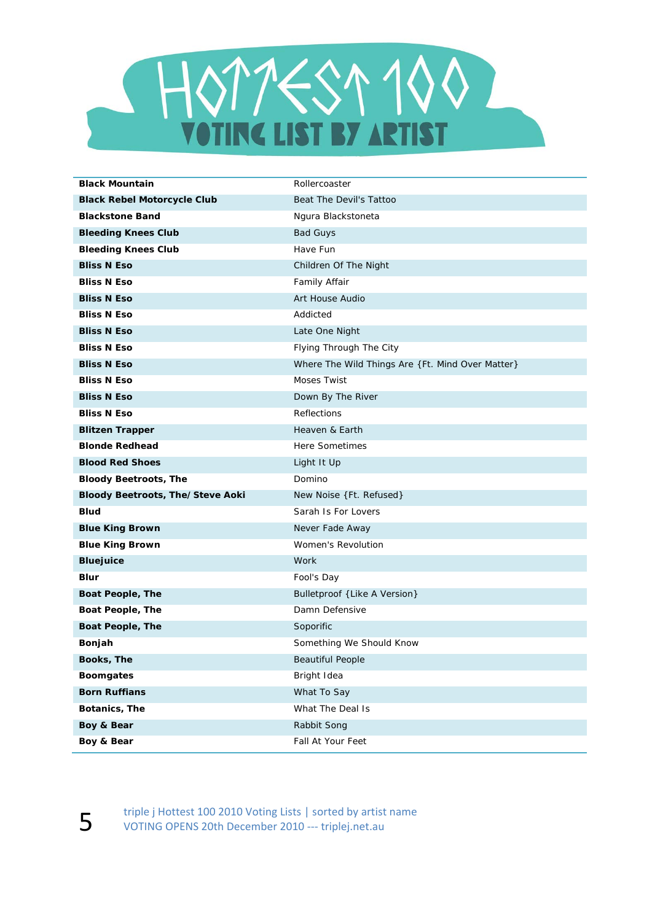# HOTTEST 100 VOTING LIST BY ARTIST

| | |
|---|---|
| **Black Mountain** | Rollercoaster |
| **Black Rebel Motorcycle Club** | Beat The Devil's Tattoo |
| **Blackstone Band** | Ngura Blackstoneta |
| **Bleeding Knees Club** | Bad Guys |
| **Bleeding Knees Club** | Have Fun |
| **Bliss N Eso** | Children Of The Night |
| **Bliss N Eso** | Family Affair |
| **Bliss N Eso** | Art House Audio |
| **Bliss N Eso** | Addicted |
| **Bliss N Eso** | Late One Night |
| **Bliss N Eso** | Flying Through The City |
| **Bliss N Eso** | Where The Wild Things Are {Ft. Mind Over Matter} |
| **Bliss N Eso** | Moses Twist |
| **Bliss N Eso** | Down By The River |
| **Bliss N Eso** | Reflections |
| **Blitzen Trapper** | Heaven & Earth |
| **Blonde Redhead** | Here Sometimes |
| **Blood Red Shoes** | Light It Up |
| **Bloody Beetroots, The** | Domino |
| **Bloody Beetroots, The/ Steve Aoki** | New Noise {Ft. Refused} |
| **Blud** | Sarah Is For Lovers |
| **Blue King Brown** | Never Fade Away |
| **Blue King Brown** | Women's Revolution |
| **Bluejuice** | Work |
| **Blur** | Fool's Day |
| **Boat People, The** | Bulletproof {Like A Version} |
| **Boat People, The** | Damn Defensive |
| **Boat People, The** | Soporific |
| **Bonjah** | Something We Should Know |
| **Books, The** | Beautiful People |
| **Boomgates** | Bright Idea |
| **Born Ruffians** | What To Say |
| **Botanics, The** | What The Deal Is |
| **Boy & Bear** | Rabbit Song |
| **Boy & Bear** | Fall At Your Feet |

triple j Hottest 100 2010 Voting Lists | sorted by artist name
VOTING OPENS 20th December 2010 --- triplej.net.au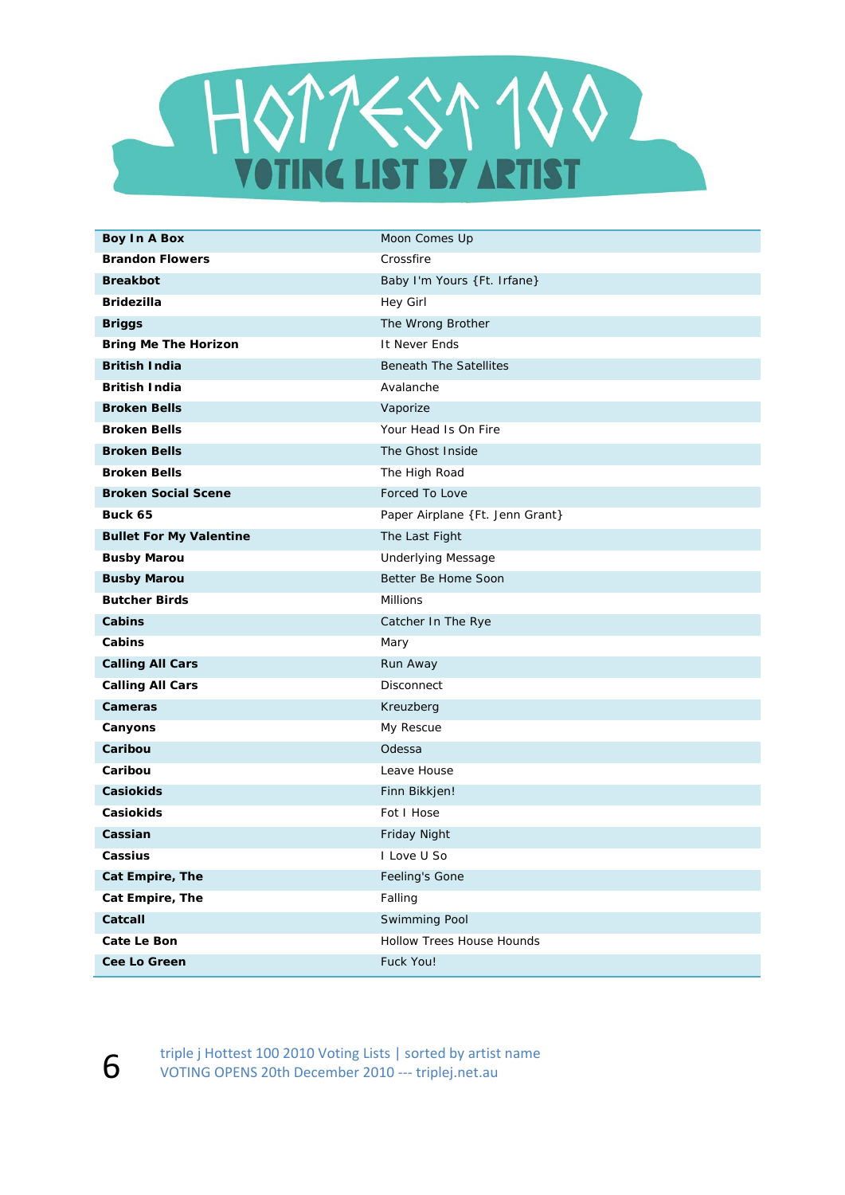# HOTTEST 100

## VOTING LIST BY ARTIST

| Artist | Song |
|---|---|
| **Boy In A Box** | Moon Comes Up |
| **Brandon Flowers** | Crossfire |
| **Breakbot** | Baby I'm Yours {Ft. Irfane} |
| **Bridezilla** | Hey Girl |
| **Briggs** | The Wrong Brother |
| **Bring Me The Horizon** | It Never Ends |
| **British India** | Beneath The Satellites |
| **British India** | Avalanche |
| **Broken Bells** | Vaporize |
| **Broken Bells** | Your Head Is On Fire |
| **Broken Bells** | The Ghost Inside |
| **Broken Bells** | The High Road |
| **Broken Social Scene** | Forced To Love |
| **Buck 65** | Paper Airplane {Ft. Jenn Grant} |
| **Bullet For My Valentine** | The Last Fight |
| **Busby Marou** | Underlying Message |
| **Busby Marou** | Better Be Home Soon |
| **Butcher Birds** | Millions |
| **Cabins** | Catcher In The Rye |
| **Cabins** | Mary |
| **Calling All Cars** | Run Away |
| **Calling All Cars** | Disconnect |
| **Cameras** | Kreuzberg |
| **Canyons** | My Rescue |
| **Caribou** | Odessa |
| **Caribou** | Leave House |
| **Casiokids** | Finn Bikkjen! |
| **Casiokids** | Fot I Hose |
| **Cassian** | Friday Night |
| **Cassius** | I Love U So |
| **Cat Empire, The** | Feeling's Gone |
| **Cat Empire, The** | Falling |
| **Catcall** | Swimming Pool |
| **Cate Le Bon** | Hollow Trees House Hounds |
| **Cee Lo Green** | Fuck You! |

triple j Hottest 100 2010 Voting Lists | sorted by artist name
VOTING OPENS 20th December 2010 --- triplej.net.au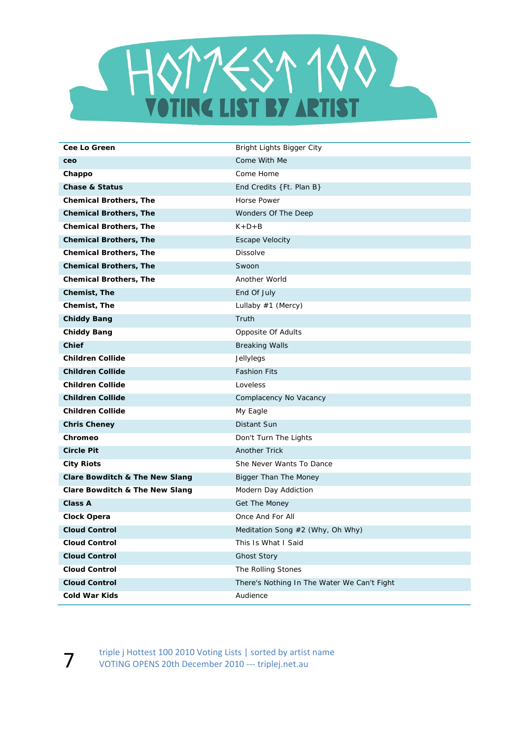# Hottest 100

## Voting List By Artist

| | |
|---|---|
| **Cee Lo Green** | Bright Lights Bigger City |
| **ceo** | Come With Me |
| **Chappo** | Come Home |
| **Chase & Status** | End Credits {Ft. Plan B} |
| **Chemical Brothers, The** | Horse Power |
| **Chemical Brothers, The** | Wonders Of The Deep |
| **Chemical Brothers, The** | K+D+B |
| **Chemical Brothers, The** | Escape Velocity |
| **Chemical Brothers, The** | Dissolve |
| **Chemical Brothers, The** | Swoon |
| **Chemical Brothers, The** | Another World |
| **Chemist, The** | End Of July |
| **Chemist, The** | Lullaby #1 (Mercy) |
| **Chiddy Bang** | Truth |
| **Chiddy Bang** | Opposite Of Adults |
| **Chief** | Breaking Walls |
| **Children Collide** | Jellylegs |
| **Children Collide** | Fashion Fits |
| **Children Collide** | Loveless |
| **Children Collide** | Complacency No Vacancy |
| **Children Collide** | My Eagle |
| **Chris Cheney** | Distant Sun |
| **Chromeo** | Don't Turn The Lights |
| **Circle Pit** | Another Trick |
| **City Riots** | She Never Wants To Dance |
| **Clare Bowditch & The New Slang** | Bigger Than The Money |
| **Clare Bowditch & The New Slang** | Modern Day Addiction |
| **Class A** | Get The Money |
| **Clock Opera** | Once And For All |
| **Cloud Control** | Meditation Song #2 (Why, Oh Why) |
| **Cloud Control** | This Is What I Said |
| **Cloud Control** | Ghost Story |
| **Cloud Control** | The Rolling Stones |
| **Cloud Control** | There's Nothing In The Water We Can't Fight |
| **Cold War Kids** | Audience |

triple j Hottest 100 2010 Voting Lists | sorted by artist name
VOTING OPENS 20th December 2010 --- triplej.net.au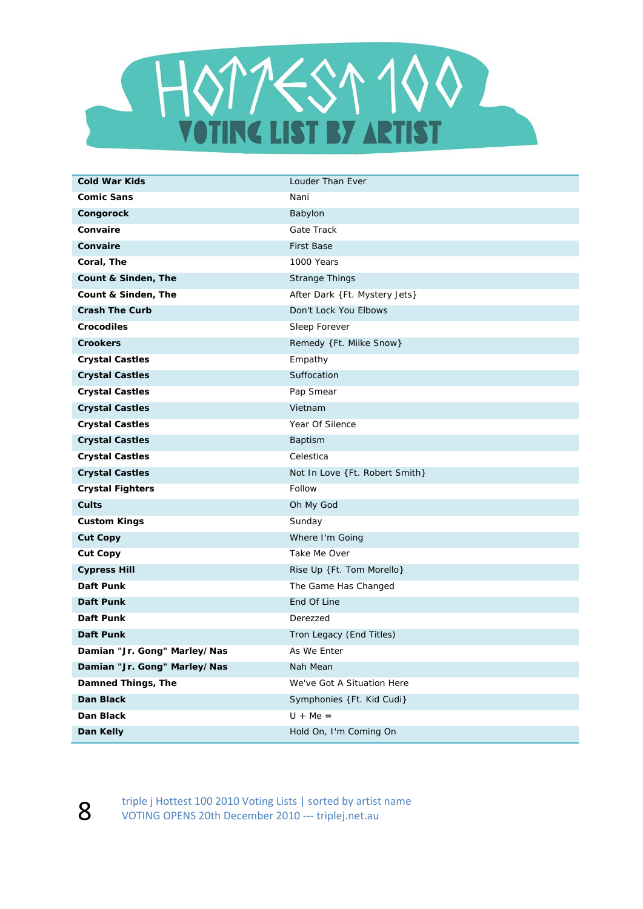# HOTTEST 100 VOTING LIST BY ARTIST

| | |
|---|---|
| **Cold War Kids** | Louder Than Ever |
| **Comic Sans** | Nani |
| **Congorock** | Babylon |
| **Convaire** | Gate Track |
| **Convaire** | First Base |
| **Coral, The** | 1000 Years |
| **Count & Sinden, The** | Strange Things |
| **Count & Sinden, The** | After Dark {Ft. Mystery Jets} |
| **Crash The Curb** | Don't Lock You Elbows |
| **Crocodiles** | Sleep Forever |
| **Crookers** | Remedy {Ft. Miike Snow} |
| **Crystal Castles** | Empathy |
| **Crystal Castles** | Suffocation |
| **Crystal Castles** | Pap Smear |
| **Crystal Castles** | Vietnam |
| **Crystal Castles** | Year Of Silence |
| **Crystal Castles** | Baptism |
| **Crystal Castles** | Celestica |
| **Crystal Castles** | Not In Love {Ft. Robert Smith} |
| **Crystal Fighters** | Follow |
| **Cults** | Oh My God |
| **Custom Kings** | Sunday |
| **Cut Copy** | Where I'm Going |
| **Cut Copy** | Take Me Over |
| **Cypress Hill** | Rise Up {Ft. Tom Morello} |
| **Daft Punk** | The Game Has Changed |
| **Daft Punk** | End Of Line |
| **Daft Punk** | Derezzed |
| **Daft Punk** | Tron Legacy (End Titles) |
| **Damian "Jr. Gong" Marley/ Nas** | As We Enter |
| **Damian "Jr. Gong" Marley/ Nas** | Nah Mean |
| **Damned Things, The** | We've Got A Situation Here |
| **Dan Black** | Symphonies {Ft. Kid Cudi} |
| **Dan Black** | U + Me = |
| **Dan Kelly** | Hold On, I'm Coming On |

triple j Hottest 100 2010 Voting Lists | sorted by artist name
VOTING OPENS 20th December 2010 --- triplej.net.au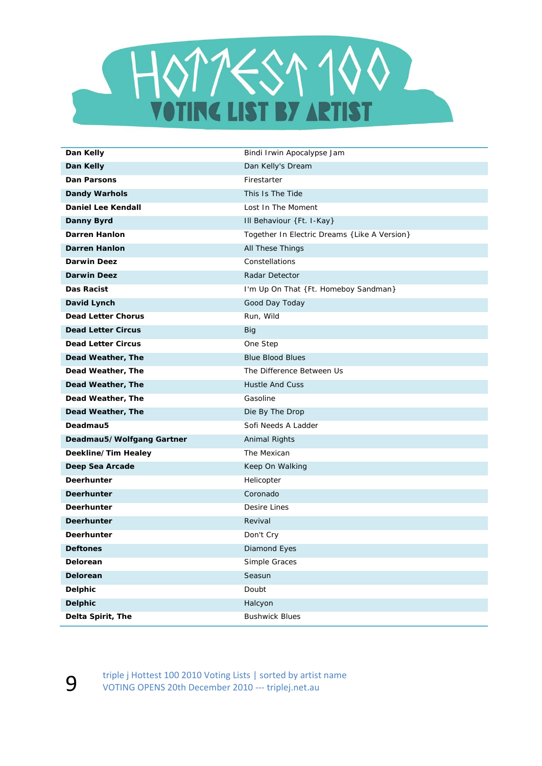# HOTTEST 100

## VOTING LIST BY ARTIST

| Artist | Song |
|---|---|
| **Dan Kelly** | Bindi Irwin Apocalypse Jam |
| **Dan Kelly** | Dan Kelly's Dream |
| **Dan Parsons** | Firestarter |
| **Dandy Warhols** | This Is The Tide |
| **Daniel Lee Kendall** | Lost In The Moment |
| **Danny Byrd** | Ill Behaviour {Ft. I-Kay} |
| **Darren Hanlon** | Together In Electric Dreams {Like A Version} |
| **Darren Hanlon** | All These Things |
| **Darwin Deez** | Constellations |
| **Darwin Deez** | Radar Detector |
| **Das Racist** | I'm Up On That {Ft. Homeboy Sandman} |
| **David Lynch** | Good Day Today |
| **Dead Letter Chorus** | Run, Wild |
| **Dead Letter Circus** | Big |
| **Dead Letter Circus** | One Step |
| **Dead Weather, The** | Blue Blood Blues |
| **Dead Weather, The** | The Difference Between Us |
| **Dead Weather, The** | Hustle And Cuss |
| **Dead Weather, The** | Gasoline |
| **Dead Weather, The** | Die By The Drop |
| **Deadmau5** | Sofi Needs A Ladder |
| **Deadmau5/Wolfgang Gartner** | Animal Rights |
| **Deekline/Tim Healey** | The Mexican |
| **Deep Sea Arcade** | Keep On Walking |
| **Deerhunter** | Helicopter |
| **Deerhunter** | Coronado |
| **Deerhunter** | Desire Lines |
| **Deerhunter** | Revival |
| **Deerhunter** | Don't Cry |
| **Deftones** | Diamond Eyes |
| **Delorean** | Simple Graces |
| **Delorean** | Seasun |
| **Delphic** | Doubt |
| **Delphic** | Halcyon |
| **Delta Spirit, The** | Bushwick Blues |

triple j Hottest 100 2010 Voting Lists | sorted by artist name
VOTING OPENS 20th December 2010 --- triplej.net.au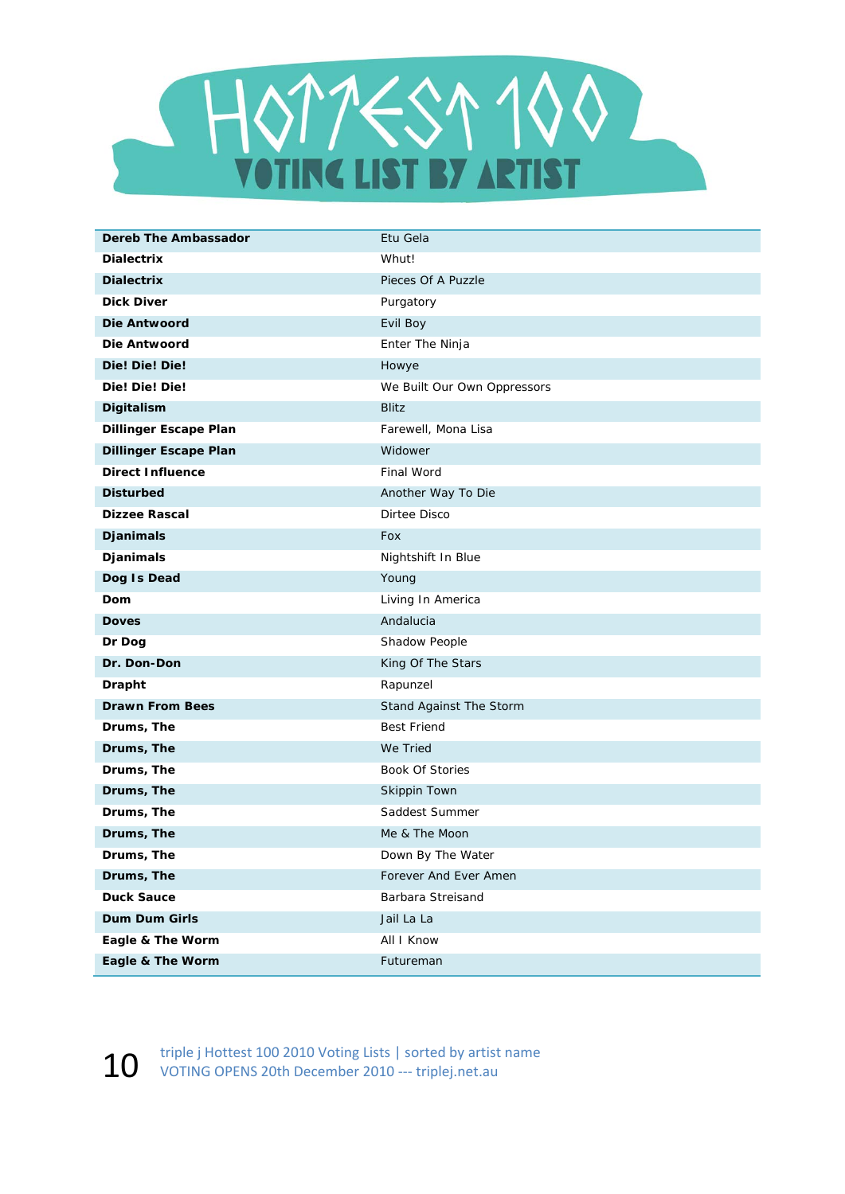# HOTTEST 100

## VOTING LIST BY ARTIST

| | |
|---|---|
| **Dereb The Ambassador** | Etu Gela |
| **Dialectrix** | Whut! |
| **Dialectrix** | Pieces Of A Puzzle |
| **Dick Diver** | Purgatory |
| **Die Antwoord** | Evil Boy |
| **Die Antwoord** | Enter The Ninja |
| **Die! Die! Die!** | Howye |
| **Die! Die! Die!** | We Built Our Own Oppressors |
| **Digitalism** | Blitz |
| **Dillinger Escape Plan** | Farewell, Mona Lisa |
| **Dillinger Escape Plan** | Widower |
| **Direct Influence** | Final Word |
| **Disturbed** | Another Way To Die |
| **Dizzee Rascal** | Dirtee Disco |
| **Djanimals** | Fox |
| **Djanimals** | Nightshift In Blue |
| **Dog Is Dead** | Young |
| **Dom** | Living In America |
| **Doves** | Andalucia |
| **Dr Dog** | Shadow People |
| **Dr. Don-Don** | King Of The Stars |
| **Drapht** | Rapunzel |
| **Drawn From Bees** | Stand Against The Storm |
| **Drums, The** | Best Friend |
| **Drums, The** | We Tried |
| **Drums, The** | Book Of Stories |
| **Drums, The** | Skippin Town |
| **Drums, The** | Saddest Summer |
| **Drums, The** | Me & The Moon |
| **Drums, The** | Down By The Water |
| **Drums, The** | Forever And Ever Amen |
| **Duck Sauce** | Barbara Streisand |
| **Dum Dum Girls** | Jail La La |
| **Eagle & The Worm** | All I Know |
| **Eagle & The Worm** | Futureman |

triple j Hottest 100 2010 Voting Lists | sorted by artist name
VOTING OPENS 20th December 2010 --- triplej.net.au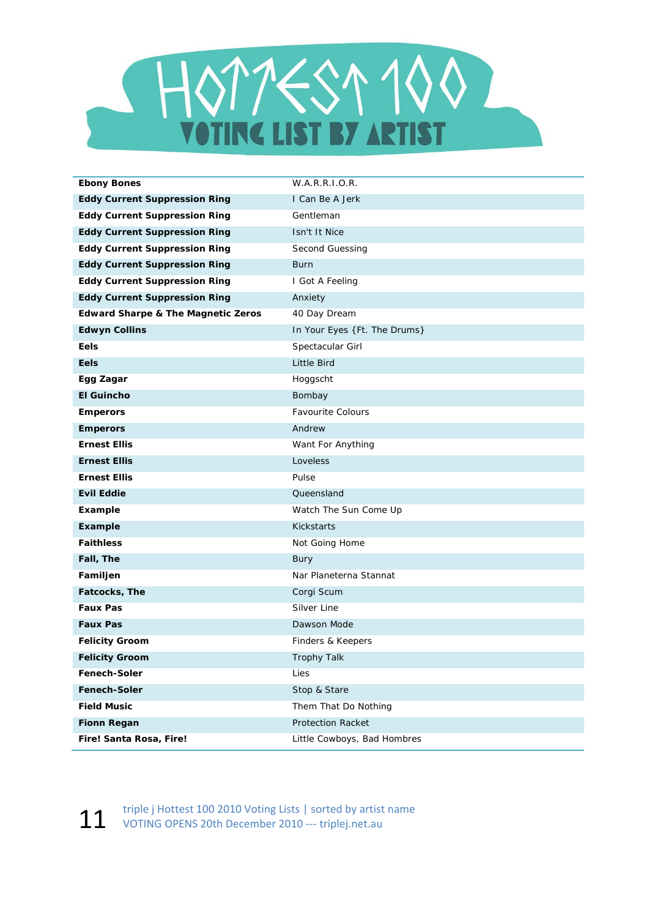# HOTTEST 100

## VOTING LIST BY ARTIST

| | |
|---|---|
| **Ebony Bones** | W.A.R.R.I.O.R. |
| **Eddy Current Suppression Ring** | I Can Be A Jerk |
| **Eddy Current Suppression Ring** | Gentleman |
| **Eddy Current Suppression Ring** | Isn't It Nice |
| **Eddy Current Suppression Ring** | Second Guessing |
| **Eddy Current Suppression Ring** | Burn |
| **Eddy Current Suppression Ring** | I Got A Feeling |
| **Eddy Current Suppression Ring** | Anxiety |
| **Edward Sharpe & The Magnetic Zeros** | 40 Day Dream |
| **Edwyn Collins** | In Your Eyes {Ft. The Drums} |
| **Eels** | Spectacular Girl |
| **Eels** | Little Bird |
| **Egg Zagar** | Hoggscht |
| **El Guincho** | Bombay |
| **Emperors** | Favourite Colours |
| **Emperors** | Andrew |
| **Ernest Ellis** | Want For Anything |
| **Ernest Ellis** | Loveless |
| **Ernest Ellis** | Pulse |
| **Evil Eddie** | Queensland |
| **Example** | Watch The Sun Come Up |
| **Example** | Kickstarts |
| **Faithless** | Not Going Home |
| **Fall, The** | Bury |
| **Familjen** | Nar Planeterna Stannat |
| **Fatcocks, The** | Corgi Scum |
| **Faux Pas** | Silver Line |
| **Faux Pas** | Dawson Mode |
| **Felicity Groom** | Finders & Keepers |
| **Felicity Groom** | Trophy Talk |
| **Fenech-Soler** | Lies |
| **Fenech-Soler** | Stop & Stare |
| **Field Music** | Them That Do Nothing |
| **Fionn Regan** | Protection Racket |
| **Fire! Santa Rosa, Fire!** | Little Cowboys, Bad Hombres |

triple j Hottest 100 2010 Voting Lists | sorted by artist name
VOTING OPENS 20th December 2010 --- triplej.net.au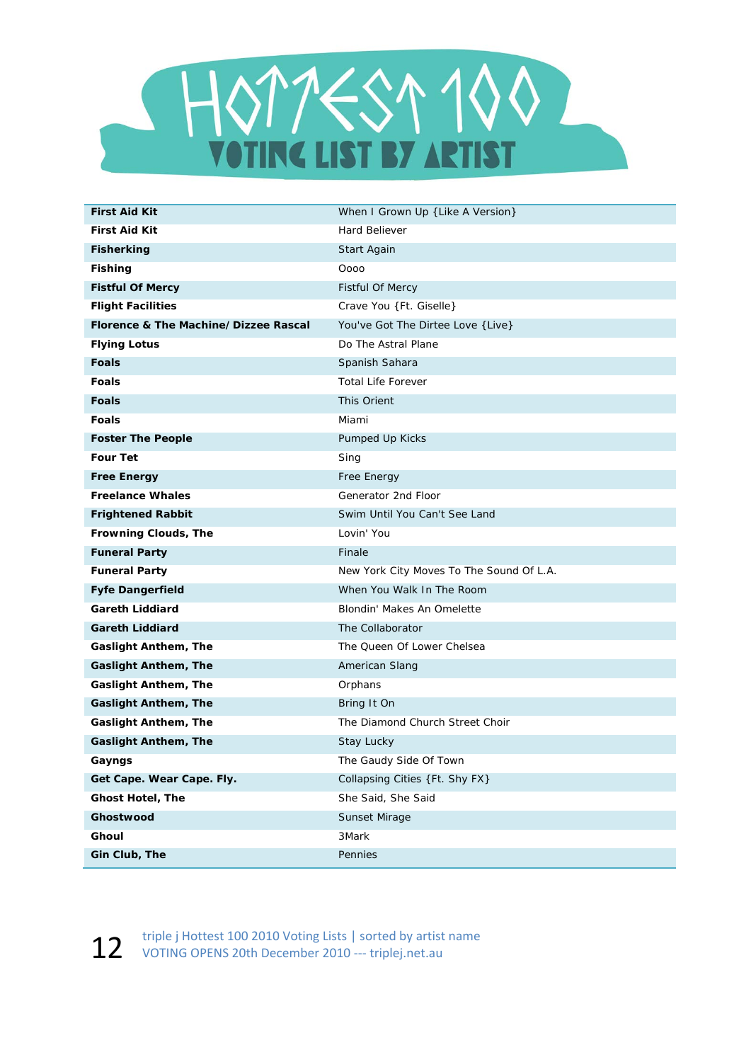# HOTTEST 100 VOTING LIST BY ARTIST

| | |
|---|---|
| **First Aid Kit** | When I Grown Up {Like A Version} |
| **First Aid Kit** | Hard Believer |
| **Fisherking** | Start Again |
| **Fishing** | Oooo |
| **Fistful Of Mercy** | Fistful Of Mercy |
| **Flight Facilities** | Crave You {Ft. Giselle} |
| **Florence & The Machine/ Dizzee Rascal** | You've Got The Dirtee Love {Live} |
| **Flying Lotus** | Do The Astral Plane |
| **Foals** | Spanish Sahara |
| **Foals** | Total Life Forever |
| **Foals** | This Orient |
| **Foals** | Miami |
| **Foster The People** | Pumped Up Kicks |
| **Four Tet** | Sing |
| **Free Energy** | Free Energy |
| **Freelance Whales** | Generator 2nd Floor |
| **Frightened Rabbit** | Swim Until You Can't See Land |
| **Frowning Clouds, The** | Lovin' You |
| **Funeral Party** | Finale |
| **Funeral Party** | New York City Moves To The Sound Of L.A. |
| **Fyfe Dangerfield** | When You Walk In The Room |
| **Gareth Liddiard** | Blondin' Makes An Omelette |
| **Gareth Liddiard** | The Collaborator |
| **Gaslight Anthem, The** | The Queen Of Lower Chelsea |
| **Gaslight Anthem, The** | American Slang |
| **Gaslight Anthem, The** | Orphans |
| **Gaslight Anthem, The** | Bring It On |
| **Gaslight Anthem, The** | The Diamond Church Street Choir |
| **Gaslight Anthem, The** | Stay Lucky |
| **Gayngs** | The Gaudy Side Of Town |
| **Get Cape. Wear Cape. Fly.** | Collapsing Cities {Ft. Shy FX} |
| **Ghost Hotel, The** | She Said, She Said |
| **Ghostwood** | Sunset Mirage |
| **Ghoul** | 3Mark |
| **Gin Club, The** | Pennies |

triple j Hottest 100 2010 Voting Lists | sorted by artist name
VOTING OPENS 20th December 2010 --- triplej.net.au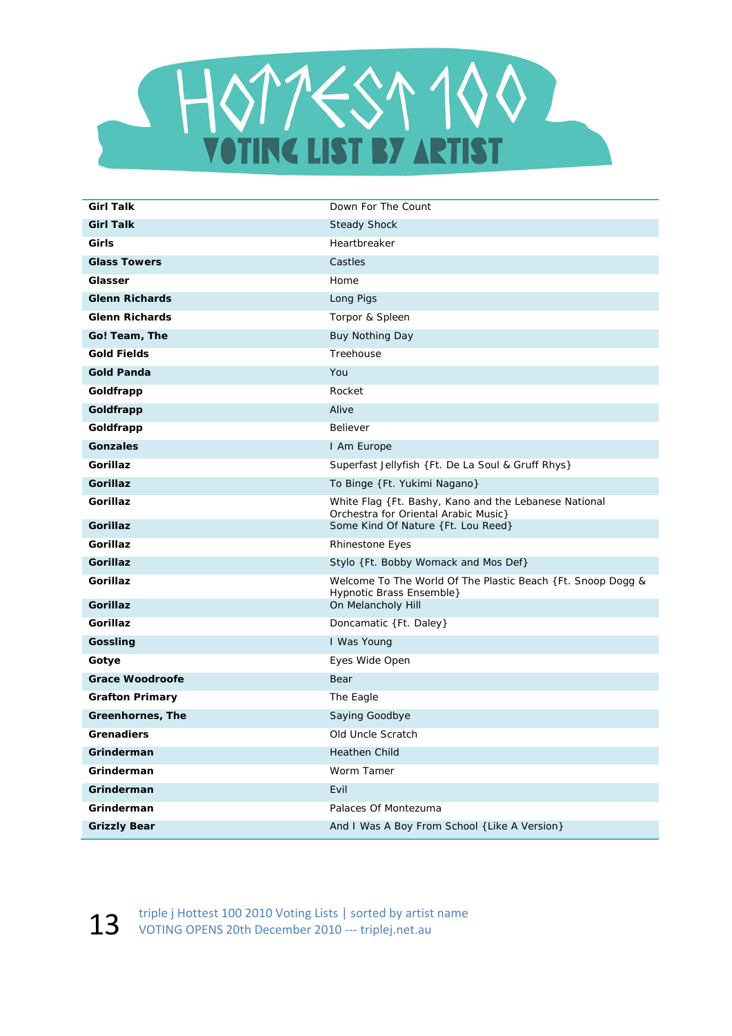# HOTTEST 100

## VOTING LIST BY ARTIST

| Artist | Song |
|---|---|
| **Girl Talk** | Down For The Count |
| **Girl Talk** | Steady Shock |
| **Girls** | Heartbreaker |
| **Glass Towers** | Castles |
| **Glasser** | Home |
| **Glenn Richards** | Long Pigs |
| **Glenn Richards** | Torpor & Spleen |
| **Go! Team, The** | Buy Nothing Day |
| **Gold Fields** | Treehouse |
| **Gold Panda** | You |
| **Goldfrapp** | Rocket |
| **Goldfrapp** | Alive |
| **Goldfrapp** | Believer |
| **Gonzales** | I Am Europe |
| **Gorillaz** | Superfast Jellyfish {Ft. De La Soul & Gruff Rhys} |
| **Gorillaz** | To Binge {Ft. Yukimi Nagano} |
| **Gorillaz** | White Flag {Ft. Bashy, Kano and the Lebanese National Orchestra for Oriental Arabic Music} |
| **Gorillaz** | Some Kind Of Nature {Ft. Lou Reed} |
| **Gorillaz** | Rhinestone Eyes |
| **Gorillaz** | Stylo {Ft. Bobby Womack and Mos Def} |
| **Gorillaz** | Welcome To The World Of The Plastic Beach {Ft. Snoop Dogg & Hypnotic Brass Ensemble} |
| **Gorillaz** | On Melancholy Hill |
| **Gorillaz** | Doncamatic {Ft. Daley} |
| **Gossling** | I Was Young |
| **Gotye** | Eyes Wide Open |
| **Grace Woodroofe** | Bear |
| **Grafton Primary** | The Eagle |
| **Greenhornes, The** | Saying Goodbye |
| **Grenadiers** | Old Uncle Scratch |
| **Grinderman** | Heathen Child |
| **Grinderman** | Worm Tamer |
| **Grinderman** | Evil |
| **Grinderman** | Palaces Of Montezuma |
| **Grizzly Bear** | And I Was A Boy From School {Like A Version} |

triple j Hottest 100 2010 Voting Lists | sorted by artist name
VOTING OPENS 20th December 2010 --- triplej.net.au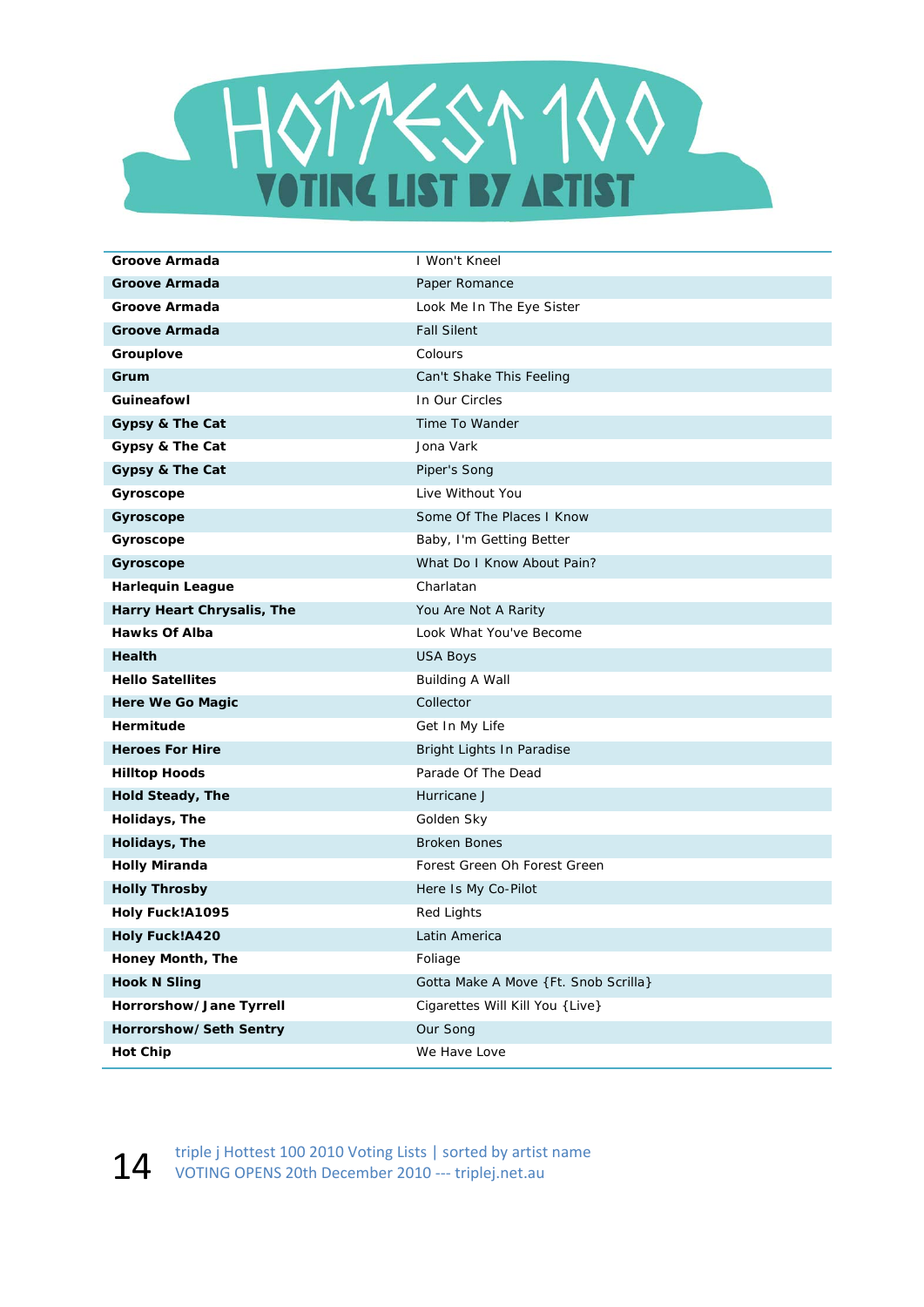# HOTTEST 100

## VOTING LIST BY ARTIST

| | |
|---|---|
| **Groove Armada** | I Won't Kneel |
| **Groove Armada** | Paper Romance |
| **Groove Armada** | Look Me In The Eye Sister |
| **Groove Armada** | Fall Silent |
| **Grouplove** | Colours |
| **Grum** | Can't Shake This Feeling |
| **Guineafowl** | In Our Circles |
| **Gypsy & The Cat** | Time To Wander |
| **Gypsy & The Cat** | Jona Vark |
| **Gypsy & The Cat** | Piper's Song |
| **Gyroscope** | Live Without You |
| **Gyroscope** | Some Of The Places I Know |
| **Gyroscope** | Baby, I'm Getting Better |
| **Gyroscope** | What Do I Know About Pain? |
| **Harlequin League** | Charlatan |
| **Harry Heart Chrysalis, The** | You Are Not A Rarity |
| **Hawks Of Alba** | Look What You've Become |
| **Health** | USA Boys |
| **Hello Satellites** | Building A Wall |
| **Here We Go Magic** | Collector |
| **Hermitude** | Get In My Life |
| **Heroes For Hire** | Bright Lights In Paradise |
| **Hilltop Hoods** | Parade Of The Dead |
| **Hold Steady, The** | Hurricane J |
| **Holidays, The** | Golden Sky |
| **Holidays, The** | Broken Bones |
| **Holly Miranda** | Forest Green Oh Forest Green |
| **Holly Throsby** | Here Is My Co-Pilot |
| **Holy Fuck!A1095** | Red Lights |
| **Holy Fuck!A420** | Latin America |
| **Honey Month, The** | Foliage |
| **Hook N Sling** | Gotta Make A Move {Ft. Snob Scrilla} |
| **Horrorshow/Jane Tyrrell** | Cigarettes Will Kill You {Live} |
| **Horrorshow/Seth Sentry** | Our Song |
| **Hot Chip** | We Have Love |

triple j Hottest 100 2010 Voting Lists | sorted by artist name
VOTING OPENS 20th December 2010 --- triplej.net.au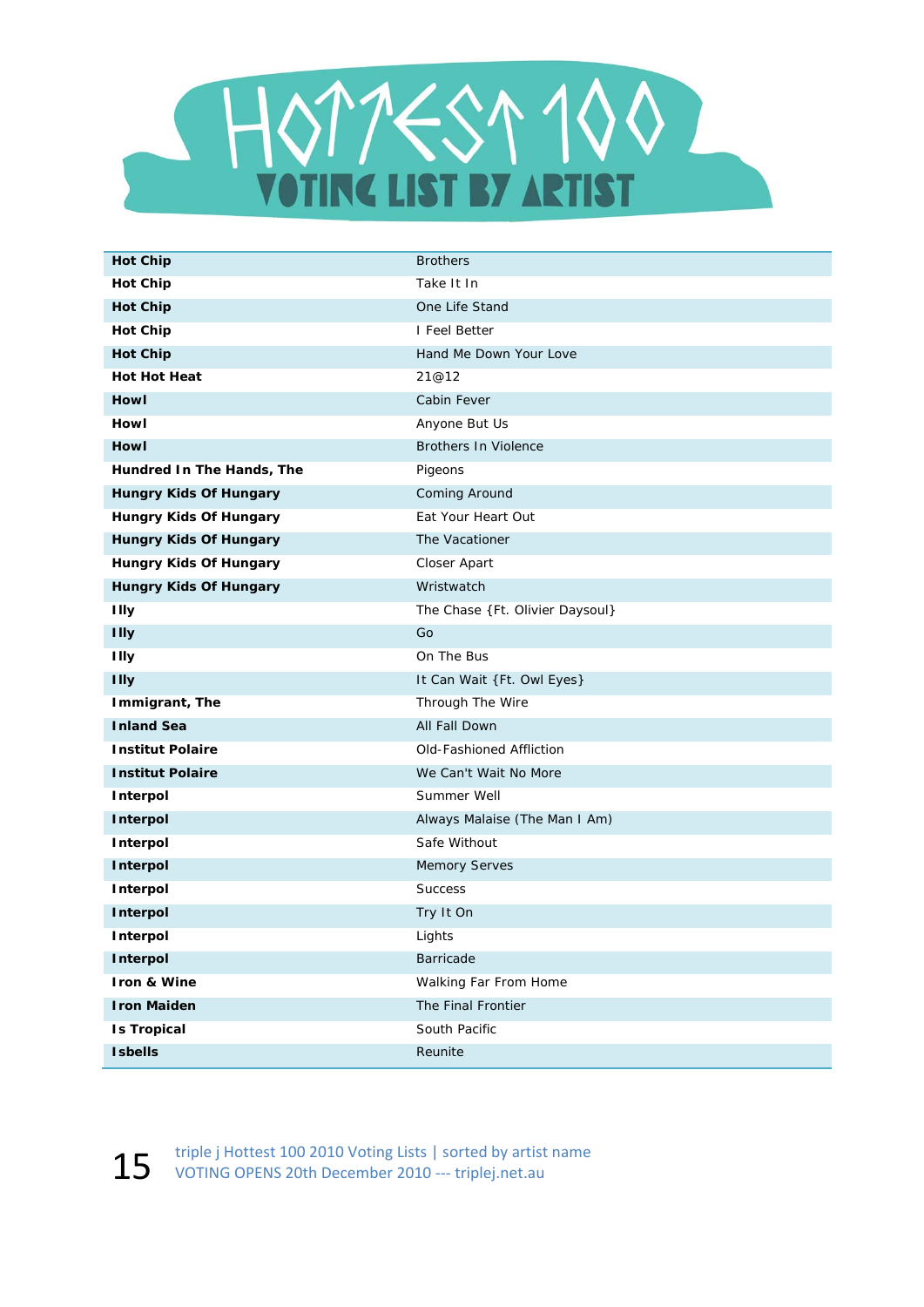# HOTTEST 100

## VOTING LIST BY ARTIST

| Artist | Song |
|---|---|
| **Hot Chip** | Brothers |
| **Hot Chip** | Take It In |
| **Hot Chip** | One Life Stand |
| **Hot Chip** | I Feel Better |
| **Hot Chip** | Hand Me Down Your Love |
| **Hot Hot Heat** | 21@12 |
| **Howl** | Cabin Fever |
| **Howl** | Anyone But Us |
| **Howl** | Brothers In Violence |
| **Hundred In The Hands, The** | Pigeons |
| **Hungry Kids Of Hungary** | Coming Around |
| **Hungry Kids Of Hungary** | Eat Your Heart Out |
| **Hungry Kids Of Hungary** | The Vacationer |
| **Hungry Kids Of Hungary** | Closer Apart |
| **Hungry Kids Of Hungary** | Wristwatch |
| **Illy** | The Chase {Ft. Olivier Daysoul} |
| **Illy** | Go |
| **Illy** | On The Bus |
| **Illy** | It Can Wait {Ft. Owl Eyes} |
| **Immigrant, The** | Through The Wire |
| **Inland Sea** | All Fall Down |
| **Institut Polaire** | Old-Fashioned Affliction |
| **Institut Polaire** | We Can't Wait No More |
| **Interpol** | Summer Well |
| **Interpol** | Always Malaise (The Man I Am) |
| **Interpol** | Safe Without |
| **Interpol** | Memory Serves |
| **Interpol** | Success |
| **Interpol** | Try It On |
| **Interpol** | Lights |
| **Interpol** | Barricade |
| **Iron & Wine** | Walking Far From Home |
| **Iron Maiden** | The Final Frontier |
| **Is Tropical** | South Pacific |
| **Isbells** | Reunite |

triple j Hottest 100 2010 Voting Lists | sorted by artist name
VOTING OPENS 20th December 2010 --- triplej.net.au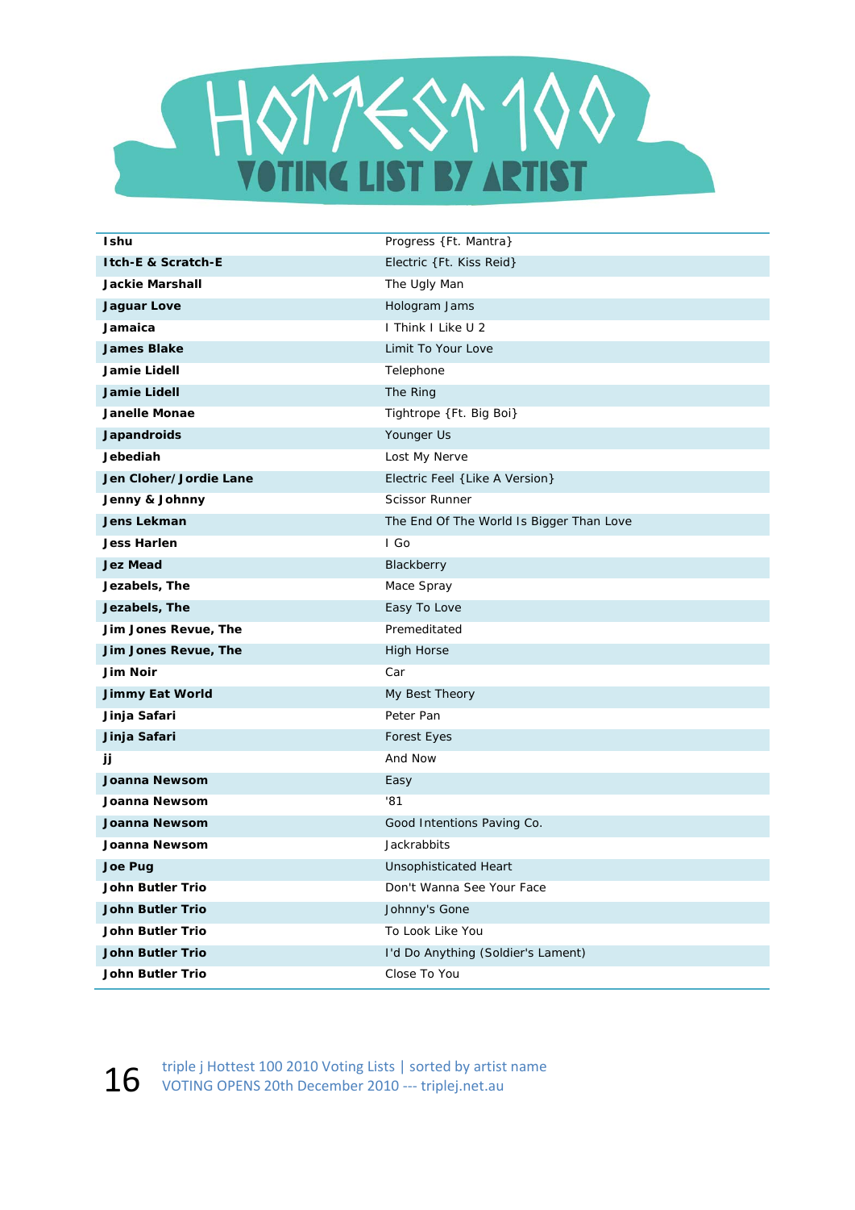# HOTTEST 100

## VOTING LIST BY ARTIST

| Artist | Song |
|---|---|
| **Ishu** | Progress {Ft. Mantra} |
| **Itch-E & Scratch-E** | Electric {Ft. Kiss Reid} |
| **Jackie Marshall** | The Ugly Man |
| **Jaguar Love** | Hologram Jams |
| **Jamaica** | I Think I Like U 2 |
| **James Blake** | Limit To Your Love |
| **Jamie Lidell** | Telephone |
| **Jamie Lidell** | The Ring |
| **Janelle Monae** | Tightrope {Ft. Big Boi} |
| **Japandroids** | Younger Us |
| **Jebediah** | Lost My Nerve |
| **Jen Cloher/Jordie Lane** | Electric Feel {Like A Version} |
| **Jenny & Johnny** | Scissor Runner |
| **Jens Lekman** | The End Of The World Is Bigger Than Love |
| **Jess Harlen** | I Go |
| **Jez Mead** | Blackberry |
| **Jezabels, The** | Mace Spray |
| **Jezabels, The** | Easy To Love |
| **Jim Jones Revue, The** | Premeditated |
| **Jim Jones Revue, The** | High Horse |
| **Jim Noir** | Car |
| **Jimmy Eat World** | My Best Theory |
| **Jinja Safari** | Peter Pan |
| **Jinja Safari** | Forest Eyes |
| **jj** | And Now |
| **Joanna Newsom** | Easy |
| **Joanna Newsom** | '81 |
| **Joanna Newsom** | Good Intentions Paving Co. |
| **Joanna Newsom** | Jackrabbits |
| **Joe Pug** | Unsophisticated Heart |
| **John Butler Trio** | Don't Wanna See Your Face |
| **John Butler Trio** | Johnny's Gone |
| **John Butler Trio** | To Look Like You |
| **John Butler Trio** | I'd Do Anything (Soldier's Lament) |
| **John Butler Trio** | Close To You |

triple j Hottest 100 2010 Voting Lists | sorted by artist name
VOTING OPENS 20th December 2010 --- triplej.net.au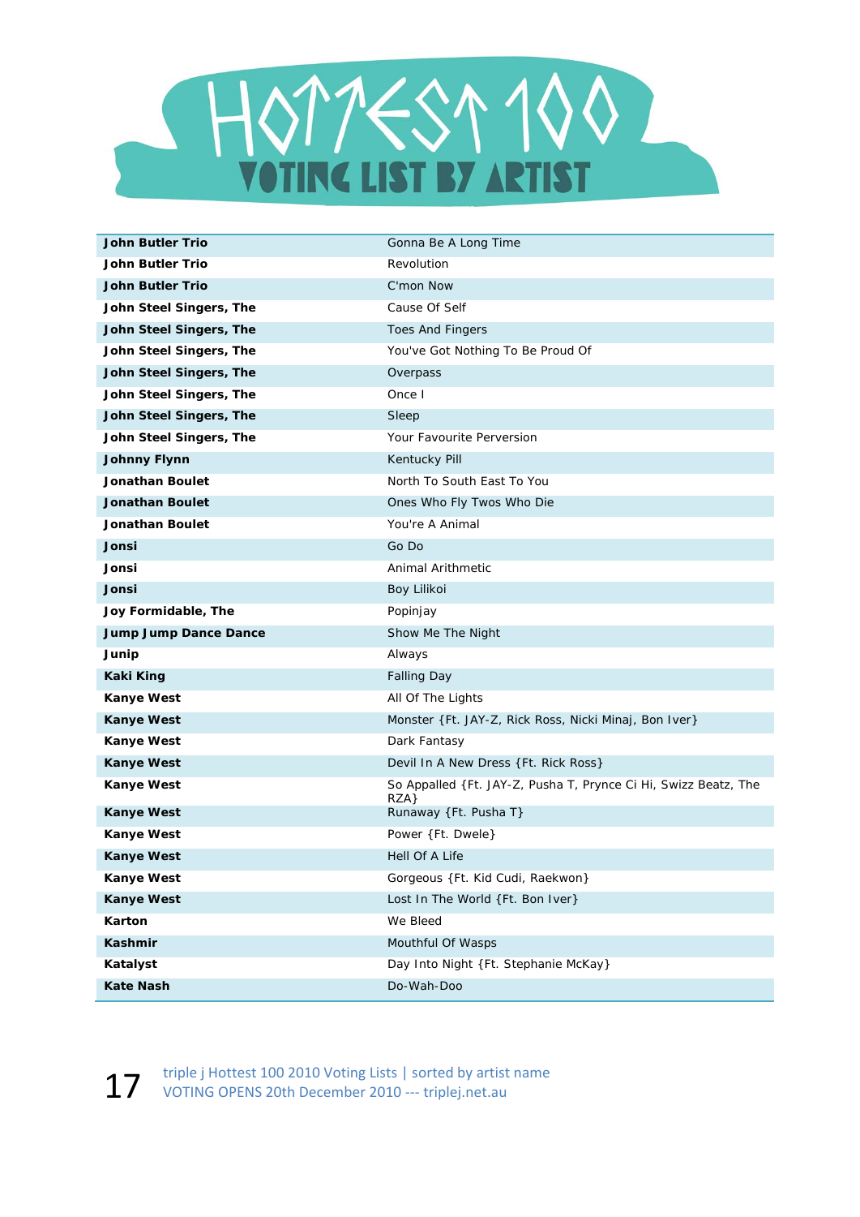# HOTTEST 100

## VOTING LIST BY ARTIST

| Artist | Song |
|---|---|
| **John Butler Trio** | Gonna Be A Long Time |
| **John Butler Trio** | Revolution |
| **John Butler Trio** | C'mon Now |
| **John Steel Singers, The** | Cause Of Self |
| **John Steel Singers, The** | Toes And Fingers |
| **John Steel Singers, The** | You've Got Nothing To Be Proud Of |
| **John Steel Singers, The** | Overpass |
| **John Steel Singers, The** | Once I |
| **John Steel Singers, The** | Sleep |
| **John Steel Singers, The** | Your Favourite Perversion |
| **Johnny Flynn** | Kentucky Pill |
| **Jonathan Boulet** | North To South East To You |
| **Jonathan Boulet** | Ones Who Fly Twos Who Die |
| **Jonathan Boulet** | You're A Animal |
| **Jonsi** | Go Do |
| **Jonsi** | Animal Arithmetic |
| **Jonsi** | Boy Lilikoi |
| **Joy Formidable, The** | Popinjay |
| **Jump Jump Dance Dance** | Show Me The Night |
| **Junip** | Always |
| **Kaki King** | Falling Day |
| **Kanye West** | All Of The Lights |
| **Kanye West** | Monster {Ft. JAY-Z, Rick Ross, Nicki Minaj, Bon Iver} |
| **Kanye West** | Dark Fantasy |
| **Kanye West** | Devil In A New Dress {Ft. Rick Ross} |
| **Kanye West** | So Appalled {Ft. JAY-Z, Pusha T, Prynce Ci Hi, Swizz Beatz, The RZA} |
| **Kanye West** | Runaway {Ft. Pusha T} |
| **Kanye West** | Power {Ft. Dwele} |
| **Kanye West** | Hell Of A Life |
| **Kanye West** | Gorgeous {Ft. Kid Cudi, Raekwon} |
| **Kanye West** | Lost In The World {Ft. Bon Iver} |
| **Karton** | We Bleed |
| **Kashmir** | Mouthful Of Wasps |
| **Katalyst** | Day Into Night {Ft. Stephanie McKay} |
| **Kate Nash** | Do-Wah-Doo |

triple j Hottest 100 2010 Voting Lists | sorted by artist name
VOTING OPENS 20th December 2010 --- triplej.net.au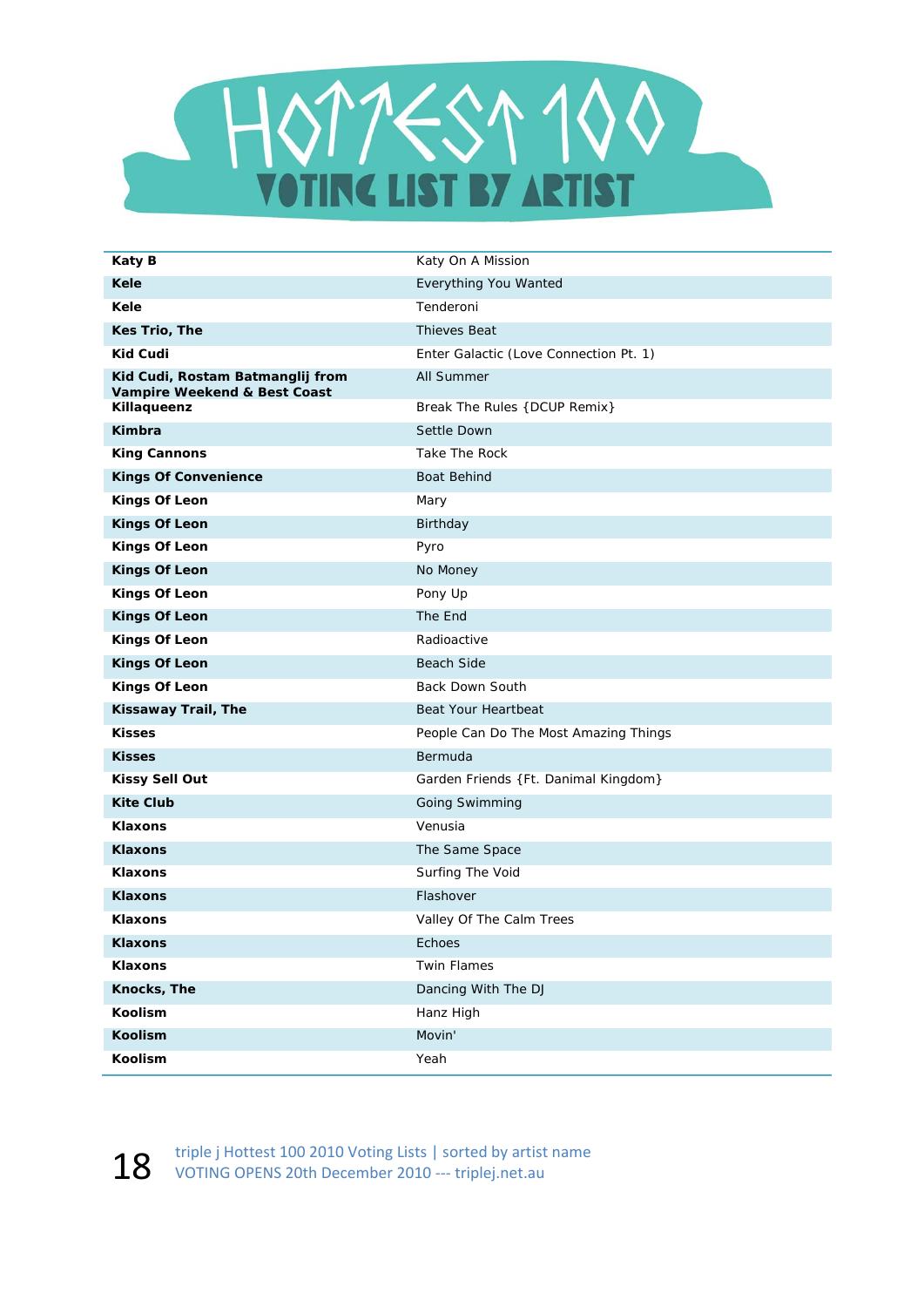# HOTTEST 100 VOTING LIST BY ARTIST

| Artist | Song |
|---|---|
| **Katy B** | Katy On A Mission |
| **Kele** | Everything You Wanted |
| **Kele** | Tenderoni |
| **Kes Trio, The** | Thieves Beat |
| **Kid Cudi** | Enter Galactic (Love Connection Pt. 1) |
| **Kid Cudi, Rostam Batmanglij from Vampire Weekend & Best Coast** | All Summer |
| **Killaqueenz** | Break The Rules {DCUP Remix} |
| **Kimbra** | Settle Down |
| **King Cannons** | Take The Rock |
| **Kings Of Convenience** | Boat Behind |
| **Kings Of Leon** | Mary |
| **Kings Of Leon** | Birthday |
| **Kings Of Leon** | Pyro |
| **Kings Of Leon** | No Money |
| **Kings Of Leon** | Pony Up |
| **Kings Of Leon** | The End |
| **Kings Of Leon** | Radioactive |
| **Kings Of Leon** | Beach Side |
| **Kings Of Leon** | Back Down South |
| **Kissaway Trail, The** | Beat Your Heartbeat |
| **Kisses** | People Can Do The Most Amazing Things |
| **Kisses** | Bermuda |
| **Kissy Sell Out** | Garden Friends {Ft. Danimal Kingdom} |
| **Kite Club** | Going Swimming |
| **Klaxons** | Venusia |
| **Klaxons** | The Same Space |
| **Klaxons** | Surfing The Void |
| **Klaxons** | Flashover |
| **Klaxons** | Valley Of The Calm Trees |
| **Klaxons** | Echoes |
| **Klaxons** | Twin Flames |
| **Knocks, The** | Dancing With The DJ |
| **Koolism** | Hanz High |
| **Koolism** | Movin' |
| **Koolism** | Yeah |

triple j Hottest 100 2010 Voting Lists | sorted by artist name
VOTING OPENS 20th December 2010 --- triplej.net.au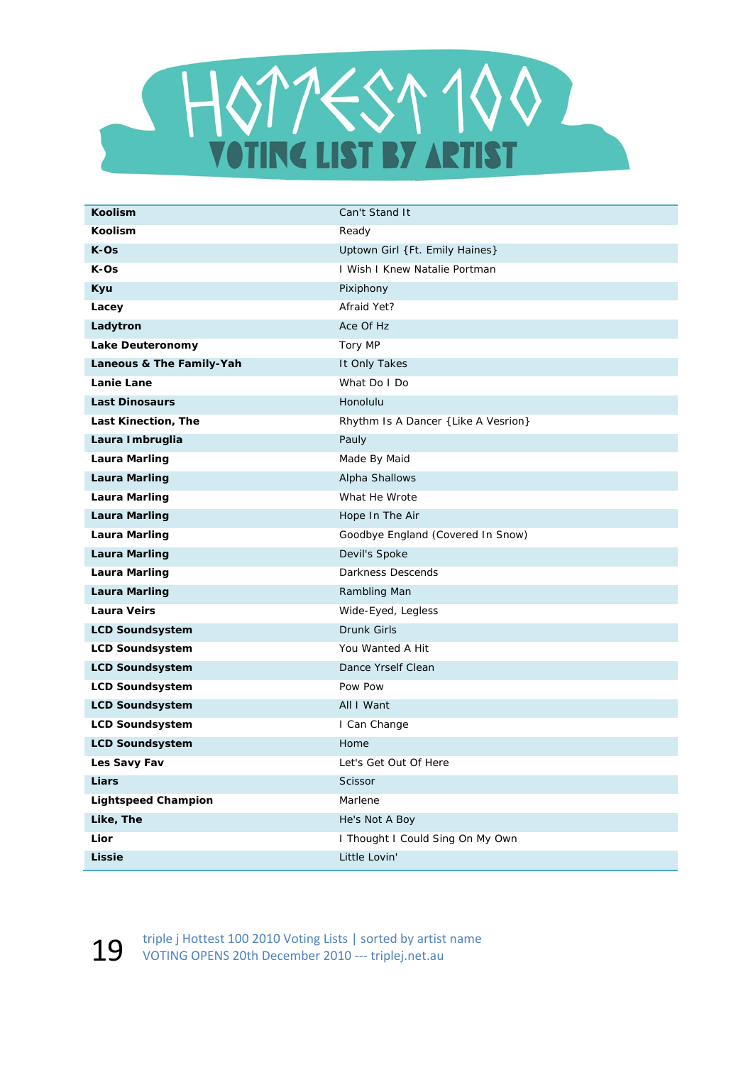# HOTTEST 100

## VOTING LIST BY ARTIST

| | |
|---|---|
| **Koolism** | Can't Stand It |
| **Koolism** | Ready |
| **K-Os** | Uptown Girl {Ft. Emily Haines} |
| **K-Os** | I Wish I Knew Natalie Portman |
| **Kyu** | Pixiphony |
| **Lacey** | Afraid Yet? |
| **Ladytron** | Ace Of Hz |
| **Lake Deuteronomy** | Tory MP |
| **Laneous & The Family-Yah** | It Only Takes |
| **Lanie Lane** | What Do I Do |
| **Last Dinosaurs** | Honolulu |
| **Last Kinection, The** | Rhythm Is A Dancer {Like A Vesrion} |
| **Laura Imbruglia** | Pauly |
| **Laura Marling** | Made By Maid |
| **Laura Marling** | Alpha Shallows |
| **Laura Marling** | What He Wrote |
| **Laura Marling** | Hope In The Air |
| **Laura Marling** | Goodbye England (Covered In Snow) |
| **Laura Marling** | Devil's Spoke |
| **Laura Marling** | Darkness Descends |
| **Laura Marling** | Rambling Man |
| **Laura Veirs** | Wide-Eyed, Legless |
| **LCD Soundsystem** | Drunk Girls |
| **LCD Soundsystem** | You Wanted A Hit |
| **LCD Soundsystem** | Dance Yrself Clean |
| **LCD Soundsystem** | Pow Pow |
| **LCD Soundsystem** | All I Want |
| **LCD Soundsystem** | I Can Change |
| **LCD Soundsystem** | Home |
| **Les Savy Fav** | Let's Get Out Of Here |
| **Liars** | Scissor |
| **Lightspeed Champion** | Marlene |
| **Like, The** | He's Not A Boy |
| **Lior** | I Thought I Could Sing On My Own |
| **Lissie** | Little Lovin' |

triple j Hottest 100 2010 Voting Lists | sorted by artist name
VOTING OPENS 20th December 2010 --- triplej.net.au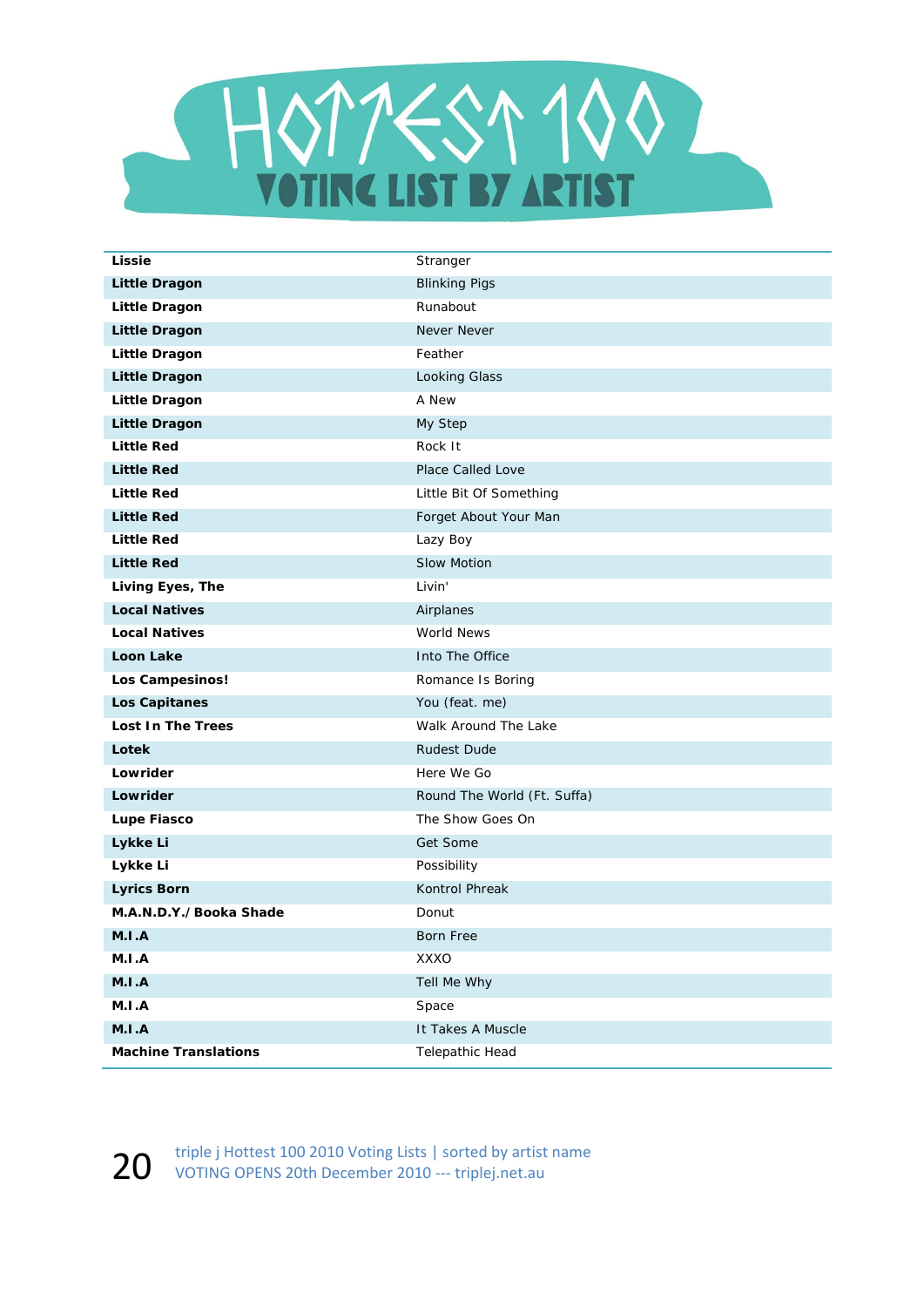# HOTTEST 100 VOTING LIST BY ARTIST

| Artist | Song |
|---|---|
| **Lissie** | Stranger |
| **Little Dragon** | Blinking Pigs |
| **Little Dragon** | Runabout |
| **Little Dragon** | Never Never |
| **Little Dragon** | Feather |
| **Little Dragon** | Looking Glass |
| **Little Dragon** | A New |
| **Little Dragon** | My Step |
| **Little Red** | Rock It |
| **Little Red** | Place Called Love |
| **Little Red** | Little Bit Of Something |
| **Little Red** | Forget About Your Man |
| **Little Red** | Lazy Boy |
| **Little Red** | Slow Motion |
| **Living Eyes, The** | Livin' |
| **Local Natives** | Airplanes |
| **Local Natives** | World News |
| **Loon Lake** | Into The Office |
| **Los Campesinos!** | Romance Is Boring |
| **Los Capitanes** | You (feat. me) |
| **Lost In The Trees** | Walk Around The Lake |
| **Lotek** | Rudest Dude |
| **Lowrider** | Here We Go |
| **Lowrider** | Round The World (Ft. Suffa) |
| **Lupe Fiasco** | The Show Goes On |
| **Lykke Li** | Get Some |
| **Lykke Li** | Possibility |
| **Lyrics Born** | Kontrol Phreak |
| **M.A.N.D.Y./Booka Shade** | Donut |
| **M.I.A** | Born Free |
| **M.I.A** | XXXO |
| **M.I.A** | Tell Me Why |
| **M.I.A** | Space |
| **M.I.A** | It Takes A Muscle |
| **Machine Translations** | Telepathic Head |

triple j Hottest 100 2010 Voting Lists | sorted by artist name
VOTING OPENS 20th December 2010 --- triplej.net.au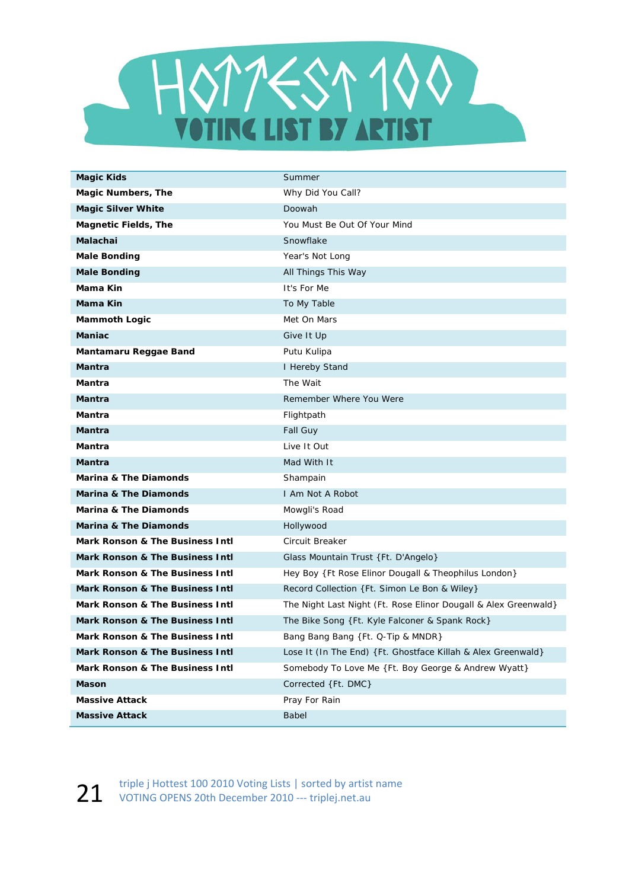# HOTTEST 100

## VOTING LIST BY ARTIST

| | |
|---|---|
| **Magic Kids** | Summer |
| **Magic Numbers, The** | Why Did You Call? |
| **Magic Silver White** | Doowah |
| **Magnetic Fields, The** | You Must Be Out Of Your Mind |
| **Malachai** | Snowflake |
| **Male Bonding** | Year's Not Long |
| **Male Bonding** | All Things This Way |
| **Mama Kin** | It's For Me |
| **Mama Kin** | To My Table |
| **Mammoth Logic** | Met On Mars |
| **Maniac** | Give It Up |
| **Mantamaru Reggae Band** | Putu Kulipa |
| **Mantra** | I Hereby Stand |
| **Mantra** | The Wait |
| **Mantra** | Remember Where You Were |
| **Mantra** | Flightpath |
| **Mantra** | Fall Guy |
| **Mantra** | Live It Out |
| **Mantra** | Mad With It |
| **Marina & The Diamonds** | Shampain |
| **Marina & The Diamonds** | I Am Not A Robot |
| **Marina & The Diamonds** | Mowgli's Road |
| **Marina & The Diamonds** | Hollywood |
| **Mark Ronson & The Business Intl** | Circuit Breaker |
| **Mark Ronson & The Business Intl** | Glass Mountain Trust {Ft. D'Angelo} |
| **Mark Ronson & The Business Intl** | Hey Boy {Ft Rose Elinor Dougall & Theophilus London} |
| **Mark Ronson & The Business Intl** | Record Collection {Ft. Simon Le Bon & Wiley} |
| **Mark Ronson & The Business Intl** | The Night Last Night (Ft. Rose Elinor Dougall & Alex Greenwald} |
| **Mark Ronson & The Business Intl** | The Bike Song {Ft. Kyle Falconer & Spank Rock} |
| **Mark Ronson & The Business Intl** | Bang Bang Bang {Ft. Q-Tip & MNDR} |
| **Mark Ronson & The Business Intl** | Lose It (In The End) {Ft. Ghostface Killah & Alex Greenwald} |
| **Mark Ronson & The Business Intl** | Somebody To Love Me {Ft. Boy George & Andrew Wyatt} |
| **Mason** | Corrected {Ft. DMC} |
| **Massive Attack** | Pray For Rain |
| **Massive Attack** | Babel |

triple j Hottest 100 2010 Voting Lists | sorted by artist name
VOTING OPENS 20th December 2010 --- triplej.net.au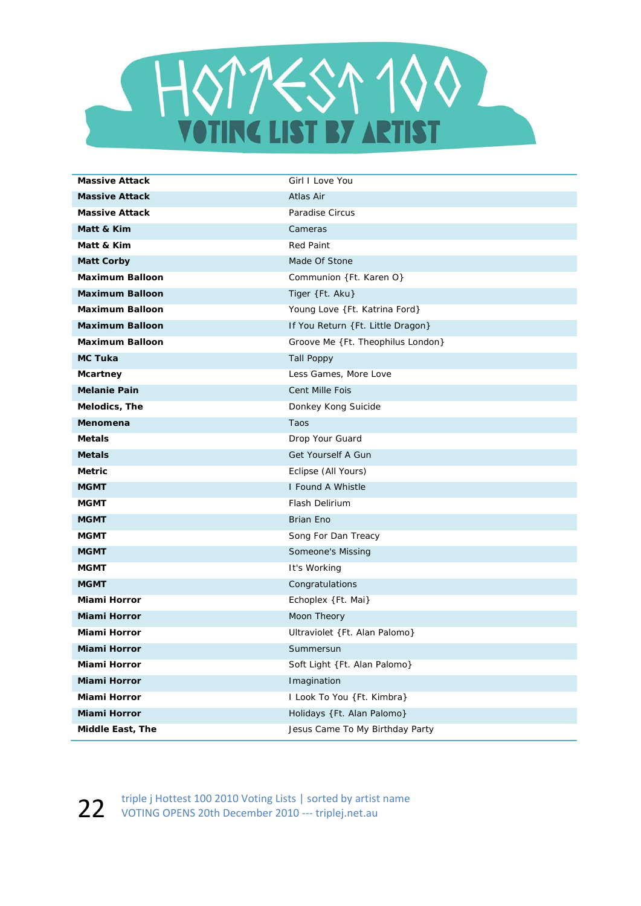# HOTTEST 100

## VOTING LIST BY ARTIST

| Artist | Song |
|---|---|
| **Massive Attack** | Girl I Love You |
| **Massive Attack** | Atlas Air |
| **Massive Attack** | Paradise Circus |
| **Matt & Kim** | Cameras |
| **Matt & Kim** | Red Paint |
| **Matt Corby** | Made Of Stone |
| **Maximum Balloon** | Communion {Ft. Karen O} |
| **Maximum Balloon** | Tiger {Ft. Aku} |
| **Maximum Balloon** | Young Love {Ft. Katrina Ford} |
| **Maximum Balloon** | If You Return {Ft. Little Dragon} |
| **Maximum Balloon** | Groove Me {Ft. Theophilus London} |
| **MC Tuka** | Tall Poppy |
| **Mcartney** | Less Games, More Love |
| **Melanie Pain** | Cent Mille Fois |
| **Melodics, The** | Donkey Kong Suicide |
| **Menomena** | Taos |
| **Metals** | Drop Your Guard |
| **Metals** | Get Yourself A Gun |
| **Metric** | Eclipse (All Yours) |
| **MGMT** | I Found A Whistle |
| **MGMT** | Flash Delirium |
| **MGMT** | Brian Eno |
| **MGMT** | Song For Dan Treacy |
| **MGMT** | Someone's Missing |
| **MGMT** | It's Working |
| **MGMT** | Congratulations |
| **Miami Horror** | Echoplex {Ft. Mai} |
| **Miami Horror** | Moon Theory |
| **Miami Horror** | Ultraviolet {Ft. Alan Palomo} |
| **Miami Horror** | Summersun |
| **Miami Horror** | Soft Light {Ft. Alan Palomo} |
| **Miami Horror** | Imagination |
| **Miami Horror** | I Look To You {Ft. Kimbra} |
| **Miami Horror** | Holidays {Ft. Alan Palomo} |
| **Middle East, The** | Jesus Came To My Birthday Party |

triple j Hottest 100 2010 Voting Lists | sorted by artist name
VOTING OPENS 20th December 2010 --- triplej.net.au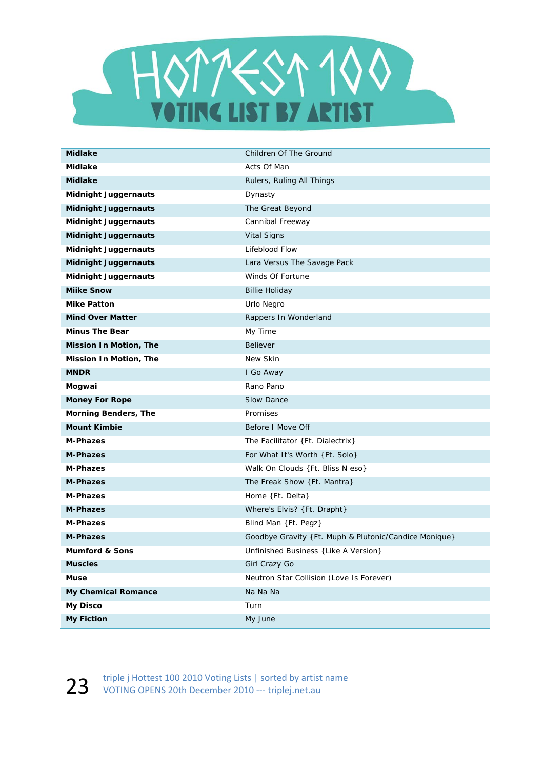# HOTTEST 100

## VOTING LIST BY ARTIST

| Artist | Song |
|---|---|
| **Midlake** | Children Of The Ground |
| **Midlake** | Acts Of Man |
| **Midlake** | Rulers, Ruling All Things |
| **Midnight Juggernauts** | Dynasty |
| **Midnight Juggernauts** | The Great Beyond |
| **Midnight Juggernauts** | Cannibal Freeway |
| **Midnight Juggernauts** | Vital Signs |
| **Midnight Juggernauts** | Lifeblood Flow |
| **Midnight Juggernauts** | Lara Versus The Savage Pack |
| **Midnight Juggernauts** | Winds Of Fortune |
| **Miike Snow** | Billie Holiday |
| **Mike Patton** | Urlo Negro |
| **Mind Over Matter** | Rappers In Wonderland |
| **Minus The Bear** | My Time |
| **Mission In Motion, The** | Believer |
| **Mission In Motion, The** | New Skin |
| **MNDR** | I Go Away |
| **Mogwai** | Rano Pano |
| **Money For Rope** | Slow Dance |
| **Morning Benders, The** | Promises |
| **Mount Kimbie** | Before I Move Off |
| **M-Phazes** | The Facilitator {Ft. Dialectrix} |
| **M-Phazes** | For What It's Worth {Ft. Solo} |
| **M-Phazes** | Walk On Clouds {Ft. Bliss N eso} |
| **M-Phazes** | The Freak Show {Ft. Mantra} |
| **M-Phazes** | Home {Ft. Delta} |
| **M-Phazes** | Where's Elvis? {Ft. Drapht} |
| **M-Phazes** | Blind Man {Ft. Pegz} |
| **M-Phazes** | Goodbye Gravity {Ft. Muph & Plutonic/Candice Monique} |
| **Mumford & Sons** | Unfinished Business {Like A Version} |
| **Muscles** | Girl Crazy Go |
| **Muse** | Neutron Star Collision (Love Is Forever) |
| **My Chemical Romance** | Na Na Na |
| **My Disco** | Turn |
| **My Fiction** | My June |

triple j Hottest 100 2010 Voting Lists | sorted by artist name
VOTING OPENS 20th December 2010 --- triplej.net.au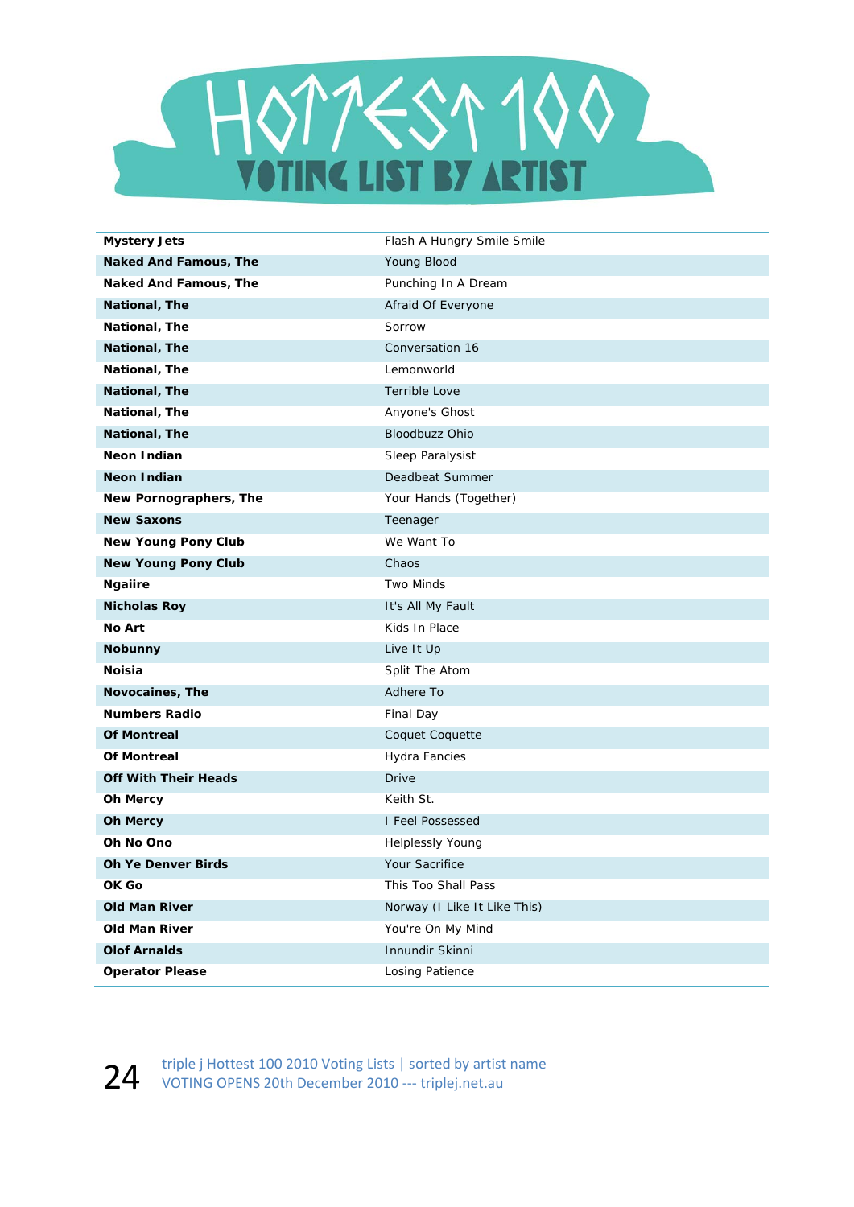# HOTTEST 100

## VOTING LIST BY ARTIST

| Artist | Song |
|---|---|
| **Mystery Jets** | Flash A Hungry Smile Smile |
| **Naked And Famous, The** | Young Blood |
| **Naked And Famous, The** | Punching In A Dream |
| **National, The** | Afraid Of Everyone |
| **National, The** | Sorrow |
| **National, The** | Conversation 16 |
| **National, The** | Lemonworld |
| **National, The** | Terrible Love |
| **National, The** | Anyone's Ghost |
| **National, The** | Bloodbuzz Ohio |
| **Neon Indian** | Sleep Paralysist |
| **Neon Indian** | Deadbeat Summer |
| **New Pornographers, The** | Your Hands (Together) |
| **New Saxons** | Teenager |
| **New Young Pony Club** | We Want To |
| **New Young Pony Club** | Chaos |
| **Ngaiire** | Two Minds |
| **Nicholas Roy** | It's All My Fault |
| **No Art** | Kids In Place |
| **Nobunny** | Live It Up |
| **Noisia** | Split The Atom |
| **Novocaines, The** | Adhere To |
| **Numbers Radio** | Final Day |
| **Of Montreal** | Coquet Coquette |
| **Of Montreal** | Hydra Fancies |
| **Off With Their Heads** | Drive |
| **Oh Mercy** | Keith St. |
| **Oh Mercy** | I Feel Possessed |
| **Oh No Ono** | Helplessly Young |
| **Oh Ye Denver Birds** | Your Sacrifice |
| **OK Go** | This Too Shall Pass |
| **Old Man River** | Norway (I Like It Like This) |
| **Old Man River** | You're On My Mind |
| **Olof Arnalds** | Innundir Skinni |
| **Operator Please** | Losing Patience |

triple j Hottest 100 2010 Voting Lists | sorted by artist name
VOTING OPENS 20th December 2010 --- triplej.net.au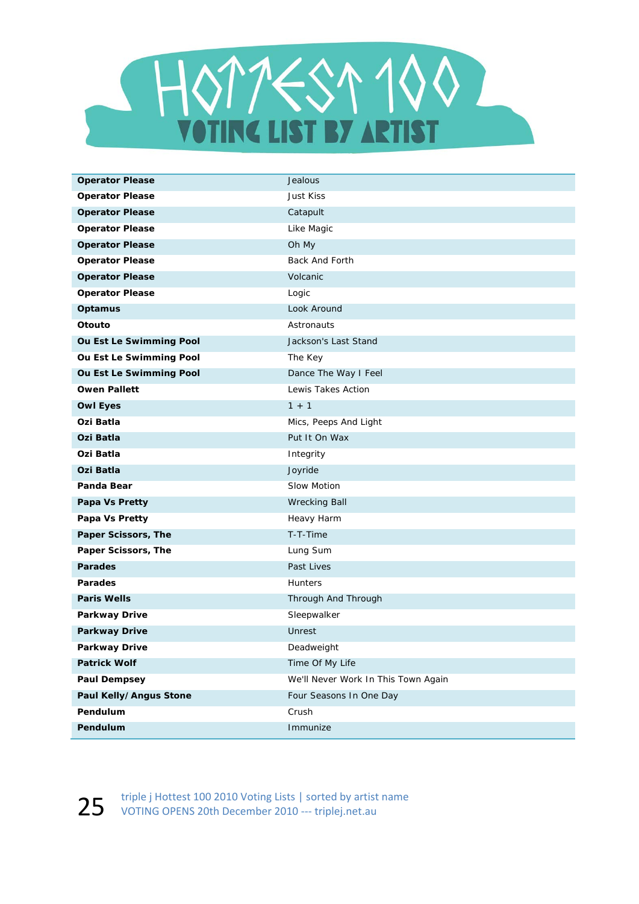# HOTTEST 100

## VOTING LIST BY ARTIST

| Artist | Song |
|---|---|
| **Operator Please** | Jealous |
| **Operator Please** | Just Kiss |
| **Operator Please** | Catapult |
| **Operator Please** | Like Magic |
| **Operator Please** | Oh My |
| **Operator Please** | Back And Forth |
| **Operator Please** | Volcanic |
| **Operator Please** | Logic |
| **Optamus** | Look Around |
| **Otouto** | Astronauts |
| **Ou Est Le Swimming Pool** | Jackson's Last Stand |
| **Ou Est Le Swimming Pool** | The Key |
| **Ou Est Le Swimming Pool** | Dance The Way I Feel |
| **Owen Pallett** | Lewis Takes Action |
| **Owl Eyes** | 1 + 1 |
| **Ozi Batla** | Mics, Peeps And Light |
| **Ozi Batla** | Put It On Wax |
| **Ozi Batla** | Integrity |
| **Ozi Batla** | Joyride |
| **Panda Bear** | Slow Motion |
| **Papa Vs Pretty** | Wrecking Ball |
| **Papa Vs Pretty** | Heavy Harm |
| **Paper Scissors, The** | T-T-Time |
| **Paper Scissors, The** | Lung Sum |
| **Parades** | Past Lives |
| **Parades** | Hunters |
| **Paris Wells** | Through And Through |
| **Parkway Drive** | Sleepwalker |
| **Parkway Drive** | Unrest |
| **Parkway Drive** | Deadweight |
| **Patrick Wolf** | Time Of My Life |
| **Paul Dempsey** | We'll Never Work In This Town Again |
| **Paul Kelly/ Angus Stone** | Four Seasons In One Day |
| **Pendulum** | Crush |
| **Pendulum** | Immunize |

triple j Hottest 100 2010 Voting Lists | sorted by artist name
VOTING OPENS 20th December 2010 --- triplej.net.au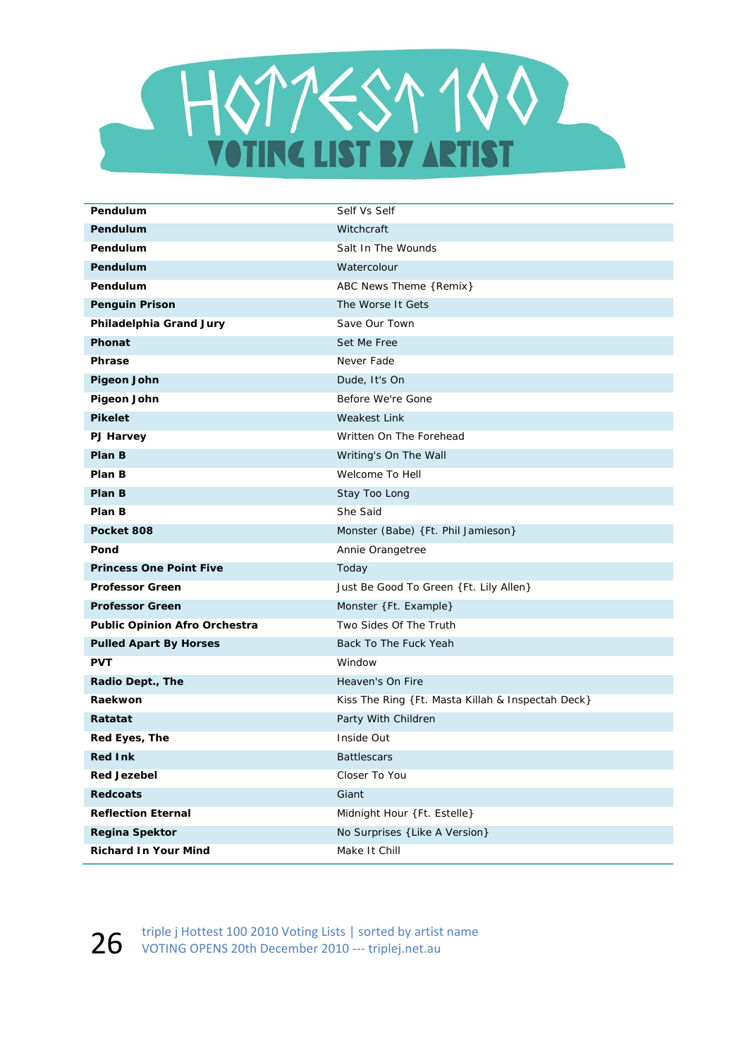# HOTTEST 100

## VOTING LIST BY ARTIST

| | |
|---|---|
| **Pendulum** | Self Vs Self |
| **Pendulum** | Witchcraft |
| **Pendulum** | Salt In The Wounds |
| **Pendulum** | Watercolour |
| **Pendulum** | ABC News Theme {Remix} |
| **Penguin Prison** | The Worse It Gets |
| **Philadelphia Grand Jury** | Save Our Town |
| **Phonat** | Set Me Free |
| **Phrase** | Never Fade |
| **Pigeon John** | Dude, It's On |
| **Pigeon John** | Before We're Gone |
| **Pikelet** | Weakest Link |
| **PJ Harvey** | Written On The Forehead |
| **Plan B** | Writing's On The Wall |
| **Plan B** | Welcome To Hell |
| **Plan B** | Stay Too Long |
| **Plan B** | She Said |
| **Pocket 808** | Monster (Babe) {Ft. Phil Jamieson} |
| **Pond** | Annie Orangetree |
| **Princess One Point Five** | Today |
| **Professor Green** | Just Be Good To Green {Ft. Lily Allen} |
| **Professor Green** | Monster {Ft. Example} |
| **Public Opinion Afro Orchestra** | Two Sides Of The Truth |
| **Pulled Apart By Horses** | Back To The Fuck Yeah |
| **PVT** | Window |
| **Radio Dept., The** | Heaven's On Fire |
| **Raekwon** | Kiss The Ring {Ft. Masta Killah & Inspectah Deck} |
| **Ratatat** | Party With Children |
| **Red Eyes, The** | Inside Out |
| **Red Ink** | Battlescars |
| **Red Jezebel** | Closer To You |
| **Redcoats** | Giant |
| **Reflection Eternal** | Midnight Hour {Ft. Estelle} |
| **Regina Spektor** | No Surprises {Like A Version} |
| **Richard In Your Mind** | Make It Chill |

triple j Hottest 100 2010 Voting Lists | sorted by artist name
VOTING OPENS 20th December 2010 --- triplej.net.au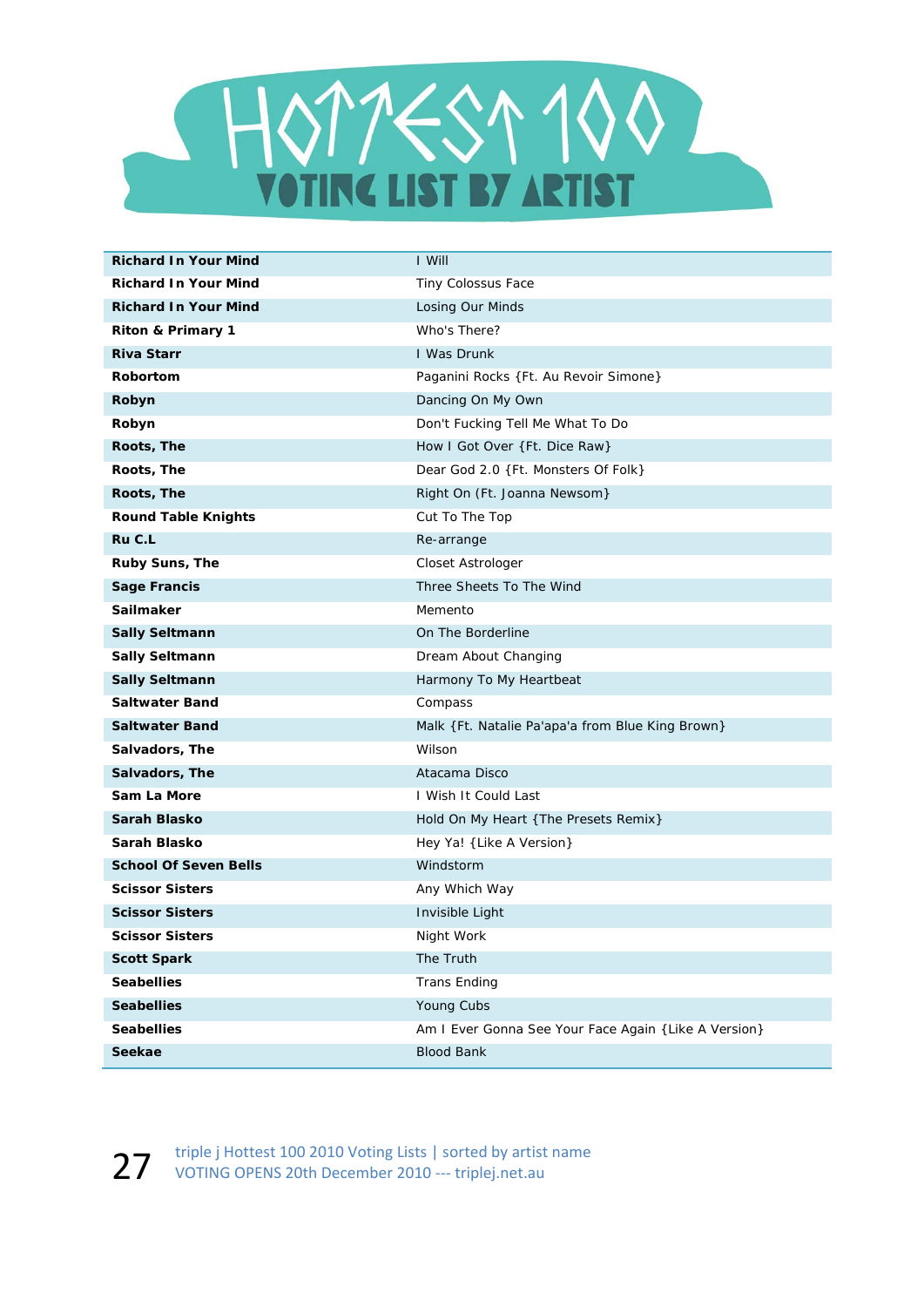# HOTTEST 100 VOTING LIST BY ARTIST

| | |
|---|---|
| **Richard In Your Mind** | I Will |
| **Richard In Your Mind** | Tiny Colossus Face |
| **Richard In Your Mind** | Losing Our Minds |
| **Riton & Primary 1** | Who's There? |
| **Riva Starr** | I Was Drunk |
| **Robortom** | Paganini Rocks {Ft. Au Revoir Simone} |
| **Robyn** | Dancing On My Own |
| **Robyn** | Don't Fucking Tell Me What To Do |
| **Roots, The** | How I Got Over {Ft. Dice Raw} |
| **Roots, The** | Dear God 2.0 {Ft. Monsters Of Folk} |
| **Roots, The** | Right On (Ft. Joanna Newsom} |
| **Round Table Knights** | Cut To The Top |
| **Ru C.L** | Re-arrange |
| **Ruby Suns, The** | Closet Astrologer |
| **Sage Francis** | Three Sheets To The Wind |
| **Sailmaker** | Memento |
| **Sally Seltmann** | On The Borderline |
| **Sally Seltmann** | Dream About Changing |
| **Sally Seltmann** | Harmony To My Heartbeat |
| **Saltwater Band** | Compass |
| **Saltwater Band** | Malk {Ft. Natalie Pa'apa'a from Blue King Brown} |
| **Salvadors, The** | Wilson |
| **Salvadors, The** | Atacama Disco |
| **Sam La More** | I Wish It Could Last |
| **Sarah Blasko** | Hold On My Heart {The Presets Remix} |
| **Sarah Blasko** | Hey Ya! {Like A Version} |
| **School Of Seven Bells** | Windstorm |
| **Scissor Sisters** | Any Which Way |
| **Scissor Sisters** | Invisible Light |
| **Scissor Sisters** | Night Work |
| **Scott Spark** | The Truth |
| **Seabellies** | Trans Ending |
| **Seabellies** | Young Cubs |
| **Seabellies** | Am I Ever Gonna See Your Face Again {Like A Version} |
| **Seekae** | Blood Bank |

triple j Hottest 100 2010 Voting Lists | sorted by artist name
VOTING OPENS 20th December 2010 --- triplej.net.au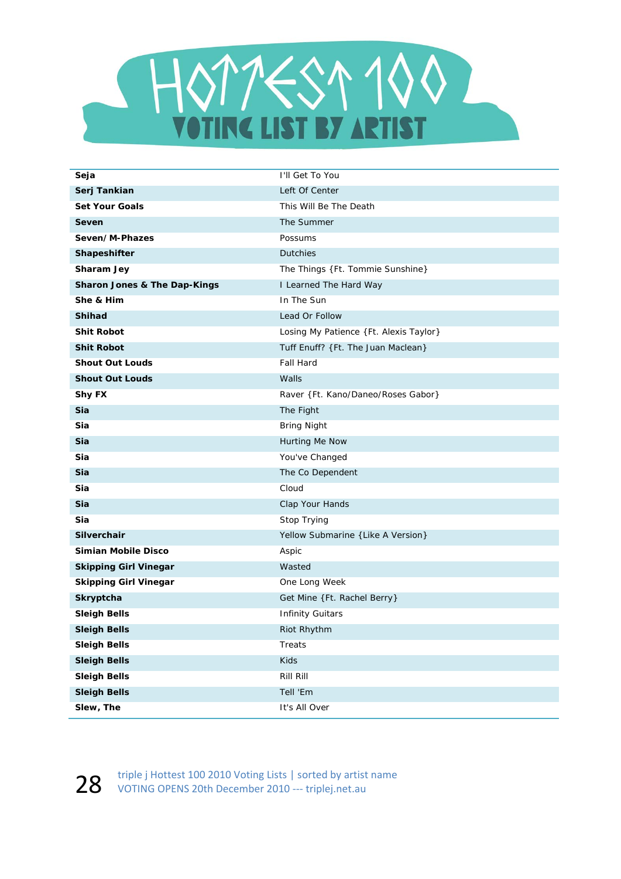# HOTTEST 100

## VOTING LIST BY ARTIST

| | |
|---|---|
| **Seja** | I'll Get To You |
| **Serj Tankian** | Left Of Center |
| **Set Your Goals** | This Will Be The Death |
| **Seven** | The Summer |
| **Seven/ M-Phazes** | Possums |
| **Shapeshifter** | Dutchies |
| **Sharam Jey** | The Things {Ft. Tommie Sunshine} |
| **Sharon Jones & The Dap-Kings** | I Learned The Hard Way |
| **She & Him** | In The Sun |
| **Shihad** | Lead Or Follow |
| **Shit Robot** | Losing My Patience {Ft. Alexis Taylor} |
| **Shit Robot** | Tuff Enuff? {Ft. The Juan Maclean} |
| **Shout Out Louds** | Fall Hard |
| **Shout Out Louds** | Walls |
| **Shy FX** | Raver {Ft. Kano/Daneo/Roses Gabor} |
| **Sia** | The Fight |
| **Sia** | Bring Night |
| **Sia** | Hurting Me Now |
| **Sia** | You've Changed |
| **Sia** | The Co Dependent |
| **Sia** | Cloud |
| **Sia** | Clap Your Hands |
| **Sia** | Stop Trying |
| **Silverchair** | Yellow Submarine {Like A Version} |
| **Simian Mobile Disco** | Aspic |
| **Skipping Girl Vinegar** | Wasted |
| **Skipping Girl Vinegar** | One Long Week |
| **Skryptcha** | Get Mine {Ft. Rachel Berry} |
| **Sleigh Bells** | Infinity Guitars |
| **Sleigh Bells** | Riot Rhythm |
| **Sleigh Bells** | Treats |
| **Sleigh Bells** | Kids |
| **Sleigh Bells** | Rill Rill |
| **Sleigh Bells** | Tell 'Em |
| **Slew, The** | It's All Over |

triple j Hottest 100 2010 Voting Lists | sorted by artist name
VOTING OPENS 20th December 2010 --- triplej.net.au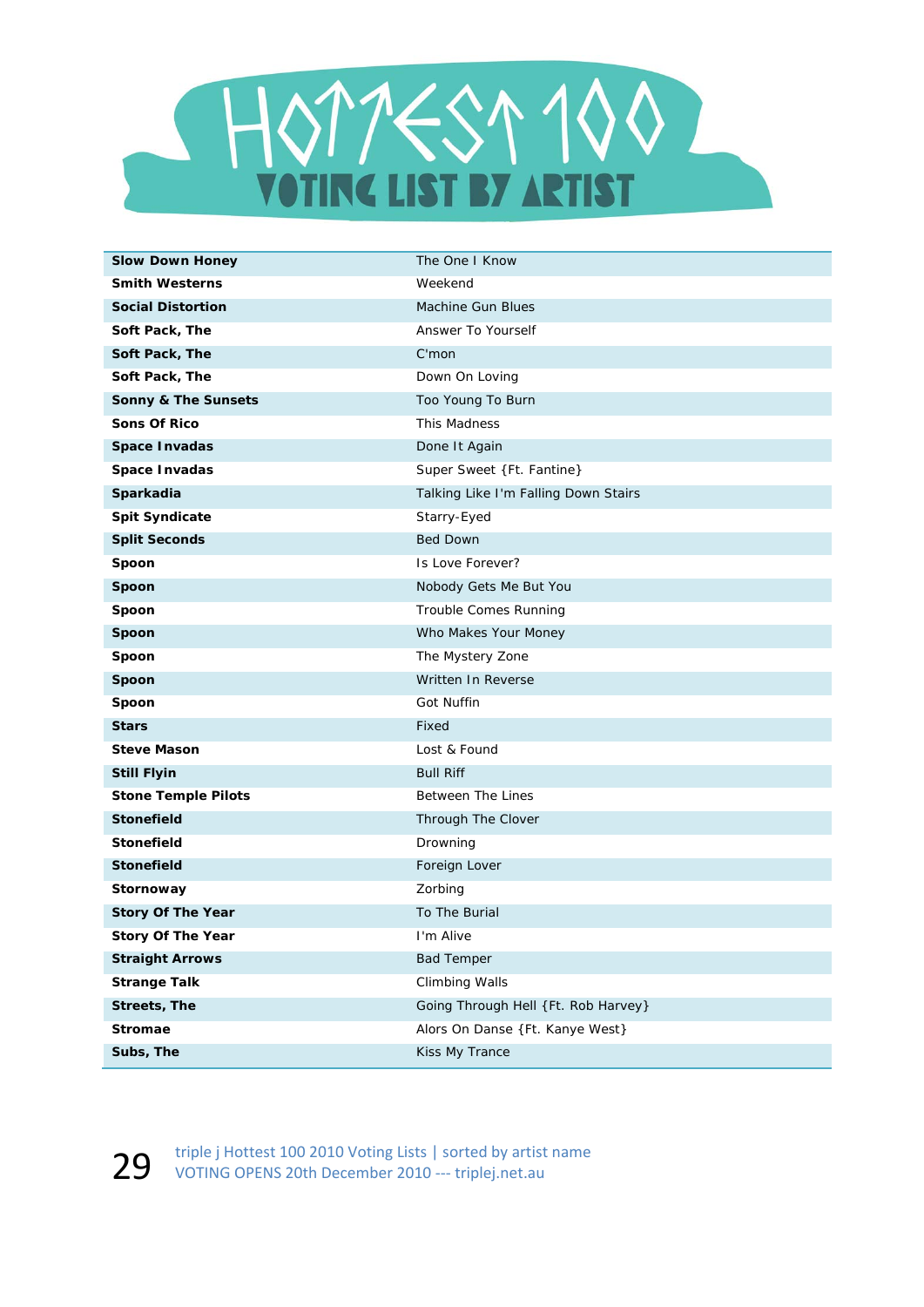# HOTTEST 100

## VOTING LIST BY ARTIST

| Artist | Song |
|---|---|
| **Slow Down Honey** | The One I Know |
| **Smith Westerns** | Weekend |
| **Social Distortion** | Machine Gun Blues |
| **Soft Pack, The** | Answer To Yourself |
| **Soft Pack, The** | C'mon |
| **Soft Pack, The** | Down On Loving |
| **Sonny & The Sunsets** | Too Young To Burn |
| **Sons Of Rico** | This Madness |
| **Space Invadas** | Done It Again |
| **Space Invadas** | Super Sweet {Ft. Fantine} |
| **Sparkadia** | Talking Like I'm Falling Down Stairs |
| **Spit Syndicate** | Starry-Eyed |
| **Split Seconds** | Bed Down |
| **Spoon** | Is Love Forever? |
| **Spoon** | Nobody Gets Me But You |
| **Spoon** | Trouble Comes Running |
| **Spoon** | Who Makes Your Money |
| **Spoon** | The Mystery Zone |
| **Spoon** | Written In Reverse |
| **Spoon** | Got Nuffin |
| **Stars** | Fixed |
| **Steve Mason** | Lost & Found |
| **Still Flyin** | Bull Riff |
| **Stone Temple Pilots** | Between The Lines |
| **Stonefield** | Through The Clover |
| **Stonefield** | Drowning |
| **Stonefield** | Foreign Lover |
| **Stornoway** | Zorbing |
| **Story Of The Year** | To The Burial |
| **Story Of The Year** | I'm Alive |
| **Straight Arrows** | Bad Temper |
| **Strange Talk** | Climbing Walls |
| **Streets, The** | Going Through Hell {Ft. Rob Harvey} |
| **Stromae** | Alors On Danse {Ft. Kanye West} |
| **Subs, The** | Kiss My Trance |

triple j Hottest 100 2010 Voting Lists | sorted by artist name
VOTING OPENS 20th December 2010 --- triplej.net.au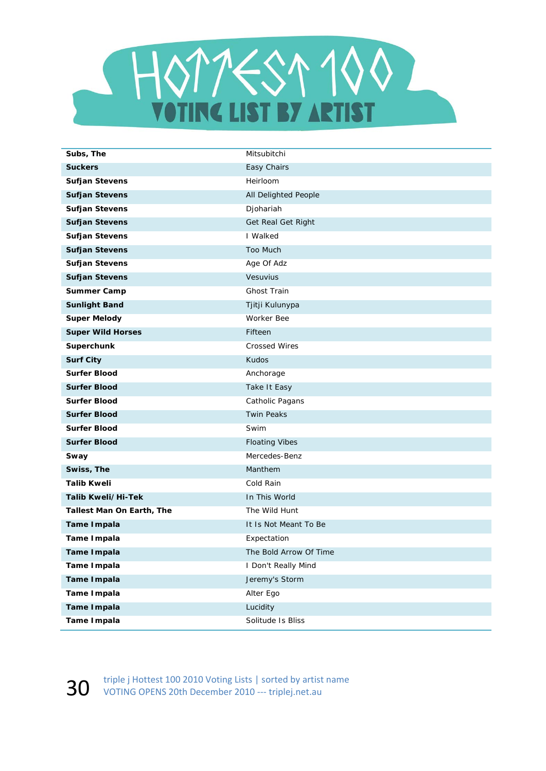# HOTTEST 100

## VOTING LIST BY ARTIST

| | |
|---|---|
| **Subs, The** | Mitsubitchi |
| **Suckers** | Easy Chairs |
| **Sufjan Stevens** | Heirloom |
| **Sufjan Stevens** | All Delighted People |
| **Sufjan Stevens** | Djohariah |
| **Sufjan Stevens** | Get Real Get Right |
| **Sufjan Stevens** | I Walked |
| **Sufjan Stevens** | Too Much |
| **Sufjan Stevens** | Age Of Adz |
| **Sufjan Stevens** | Vesuvius |
| **Summer Camp** | Ghost Train |
| **Sunlight Band** | Tjitji Kulunypa |
| **Super Melody** | Worker Bee |
| **Super Wild Horses** | Fifteen |
| **Superchunk** | Crossed Wires |
| **Surf City** | Kudos |
| **Surfer Blood** | Anchorage |
| **Surfer Blood** | Take It Easy |
| **Surfer Blood** | Catholic Pagans |
| **Surfer Blood** | Twin Peaks |
| **Surfer Blood** | Swim |
| **Surfer Blood** | Floating Vibes |
| **Sway** | Mercedes-Benz |
| **Swiss, The** | Manthem |
| **Talib Kweli** | Cold Rain |
| **Talib Kweli/Hi-Tek** | In This World |
| **Tallest Man On Earth, The** | The Wild Hunt |
| **Tame Impala** | It Is Not Meant To Be |
| **Tame Impala** | Expectation |
| **Tame Impala** | The Bold Arrow Of Time |
| **Tame Impala** | I Don't Really Mind |
| **Tame Impala** | Jeremy's Storm |
| **Tame Impala** | Alter Ego |
| **Tame Impala** | Lucidity |
| **Tame Impala** | Solitude Is Bliss |

triple j Hottest 100 2010 Voting Lists | sorted by artist name
VOTING OPENS 20th December 2010 --- triplej.net.au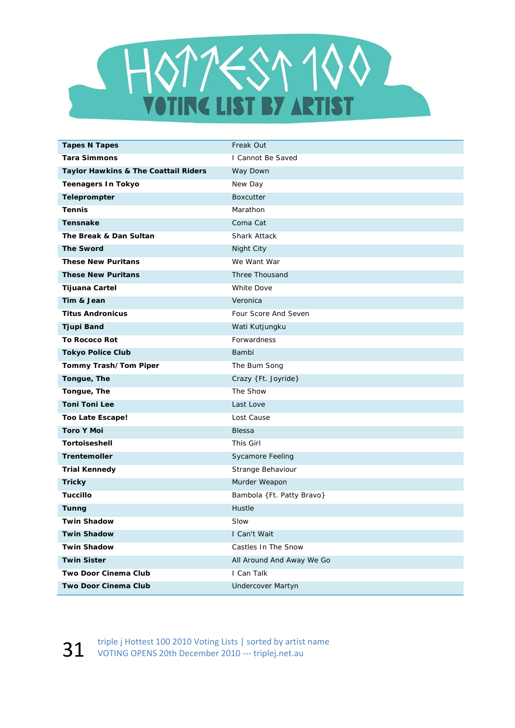# HOTTEST 100
## VOTING LIST BY ARTIST

| **Tapes N Tapes** | Freak Out |
|---|---|
| **Tara Simmons** | I Cannot Be Saved |
| **Taylor Hawkins & The Coattail Riders** | Way Down |
| **Teenagers In Tokyo** | New Day |
| **Teleprompter** | Boxcutter |
| **Tennis** | Marathon |
| **Tensnake** | Coma Cat |
| **The Break & Dan Sultan** | Shark Attack |
| **The Sword** | Night City |
| **These New Puritans** | We Want War |
| **These New Puritans** | Three Thousand |
| **Tijuana Cartel** | White Dove |
| **Tim & Jean** | Veronica |
| **Titus Andronicus** | Four Score And Seven |
| **Tjupi Band** | Wati Kutjungku |
| **To Rococo Rot** | Forwardness |
| **Tokyo Police Club** | Bambi |
| **Tommy Trash/Tom Piper** | The Bum Song |
| **Tongue, The** | Crazy {Ft. Joyride} |
| **Tongue, The** | The Show |
| **Toni Toni Lee** | Last Love |
| **Too Late Escape!** | Lost Cause |
| **Toro Y Moi** | Blessa |
| **Tortoiseshell** | This Girl |
| **Trentemoller** | Sycamore Feeling |
| **Trial Kennedy** | Strange Behaviour |
| **Tricky** | Murder Weapon |
| **Tuccillo** | Bambola {Ft. Patty Bravo} |
| **Tunng** | Hustle |
| **Twin Shadow** | Slow |
| **Twin Shadow** | I Can't Wait |
| **Twin Shadow** | Castles In The Snow |
| **Twin Sister** | All Around And Away We Go |
| **Two Door Cinema Club** | I Can Talk |
| **Two Door Cinema Club** | Undercover Martyn |

triple j Hottest 100 2010 Voting Lists | sorted by artist name
VOTING OPENS 20th December 2010 --- triplej.net.au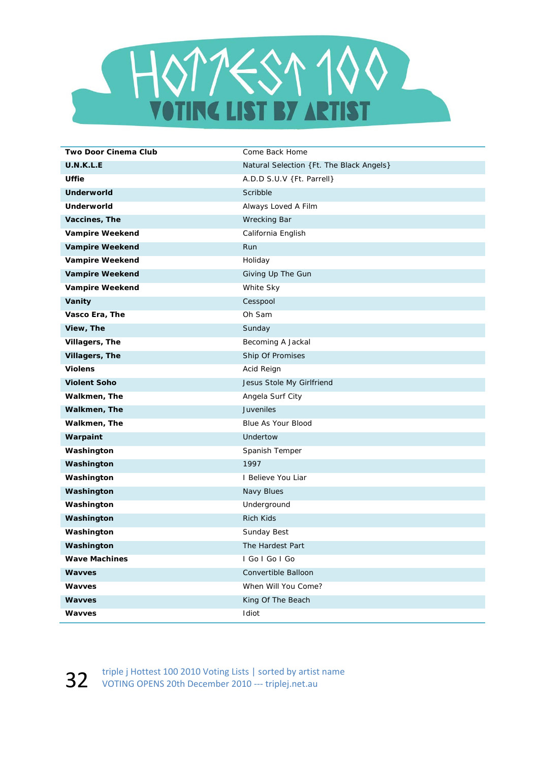# HOTTEST 100

## VOTING LIST BY ARTIST

| | |
|---|---|
| **Two Door Cinema Club** | Come Back Home |
| **U.N.K.L.E** | Natural Selection {Ft. The Black Angels} |
| **Uffie** | A.D.D S.U.V {Ft. Parrell} |
| **Underworld** | Scribble |
| **Underworld** | Always Loved A Film |
| **Vaccines, The** | Wrecking Bar |
| **Vampire Weekend** | California English |
| **Vampire Weekend** | Run |
| **Vampire Weekend** | Holiday |
| **Vampire Weekend** | Giving Up The Gun |
| **Vampire Weekend** | White Sky |
| **Vanity** | Cesspool |
| **Vasco Era, The** | Oh Sam |
| **View, The** | Sunday |
| **Villagers, The** | Becoming A Jackal |
| **Villagers, The** | Ship Of Promises |
| **Violens** | Acid Reign |
| **Violent Soho** | Jesus Stole My Girlfriend |
| **Walkmen, The** | Angela Surf City |
| **Walkmen, The** | Juveniles |
| **Walkmen, The** | Blue As Your Blood |
| **Warpaint** | Undertow |
| **Washington** | Spanish Temper |
| **Washington** | 1997 |
| **Washington** | I Believe You Liar |
| **Washington** | Navy Blues |
| **Washington** | Underground |
| **Washington** | Rich Kids |
| **Washington** | Sunday Best |
| **Washington** | The Hardest Part |
| **Wave Machines** | I Go I Go I Go |
| **Wavves** | Convertible Balloon |
| **Wavves** | When Will You Come? |
| **Wavves** | King Of The Beach |
| **Wavves** | Idiot |

triple j Hottest 100 2010 Voting Lists | sorted by artist name
VOTING OPENS 20th December 2010 --- triplej.net.au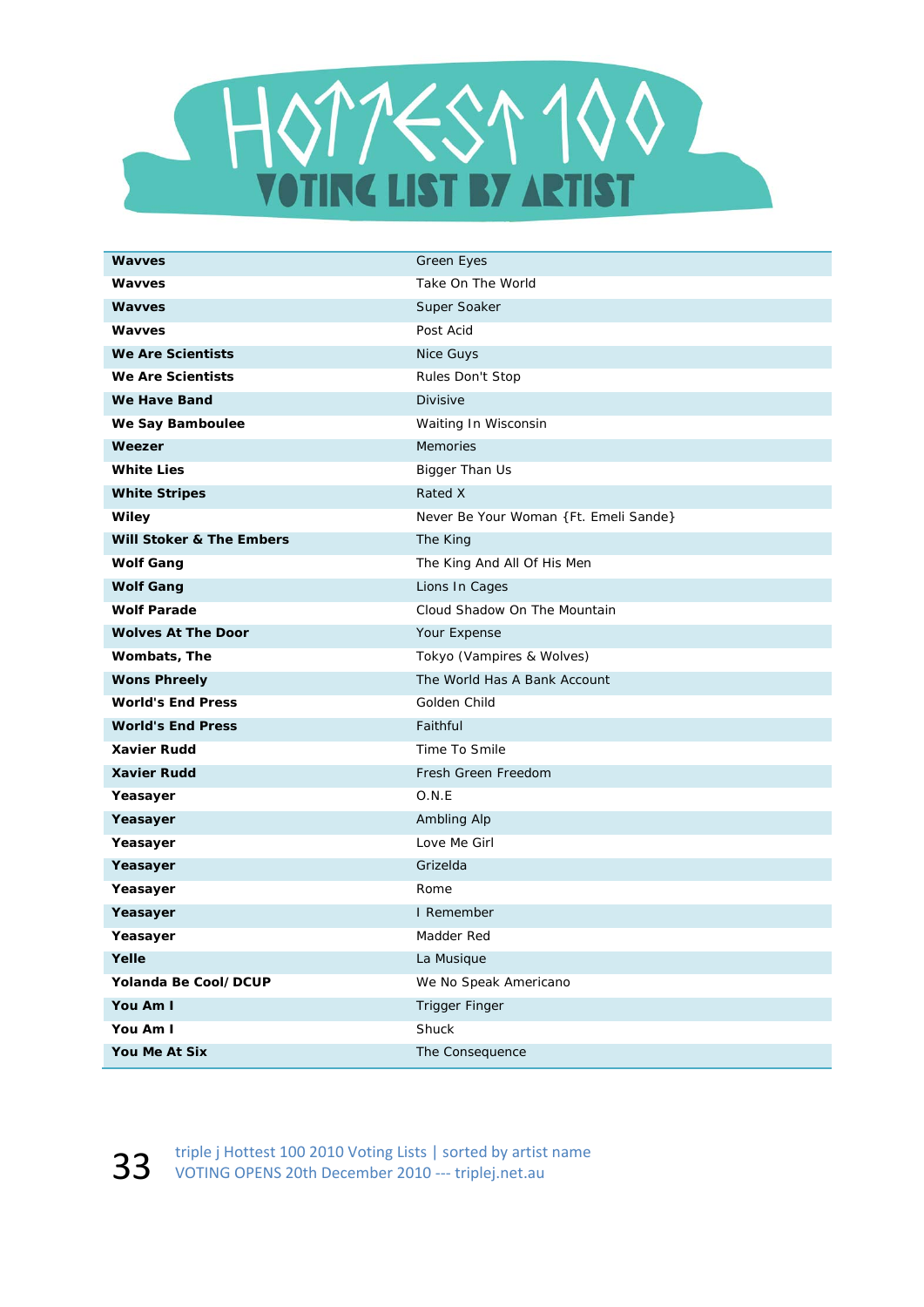# HOTTEST 100 VOTING LIST BY ARTIST

| | |
|---|---|
| **Wavves** | Green Eyes |
| **Wavves** | Take On The World |
| **Wavves** | Super Soaker |
| **Wavves** | Post Acid |
| **We Are Scientists** | Nice Guys |
| **We Are Scientists** | Rules Don't Stop |
| **We Have Band** | Divisive |
| **We Say Bamboulee** | Waiting In Wisconsin |
| **Weezer** | Memories |
| **White Lies** | Bigger Than Us |
| **White Stripes** | Rated X |
| **Wiley** | Never Be Your Woman {Ft. Emeli Sande} |
| **Will Stoker & The Embers** | The King |
| **Wolf Gang** | The King And All Of His Men |
| **Wolf Gang** | Lions In Cages |
| **Wolf Parade** | Cloud Shadow On The Mountain |
| **Wolves At The Door** | Your Expense |
| **Wombats, The** | Tokyo (Vampires & Wolves) |
| **Wons Phreely** | The World Has A Bank Account |
| **World's End Press** | Golden Child |
| **World's End Press** | Faithful |
| **Xavier Rudd** | Time To Smile |
| **Xavier Rudd** | Fresh Green Freedom |
| **Yeasayer** | O.N.E |
| **Yeasayer** | Ambling Alp |
| **Yeasayer** | Love Me Girl |
| **Yeasayer** | Grizelda |
| **Yeasayer** | Rome |
| **Yeasayer** | I Remember |
| **Yeasayer** | Madder Red |
| **Yelle** | La Musique |
| **Yolanda Be Cool/ DCUP** | We No Speak Americano |
| **You Am I** | Trigger Finger |
| **You Am I** | Shuck |
| **You Me At Six** | The Consequence |

triple j Hottest 100 2010 Voting Lists | sorted by artist name
VOTING OPENS 20th December 2010 --- triplej.net.au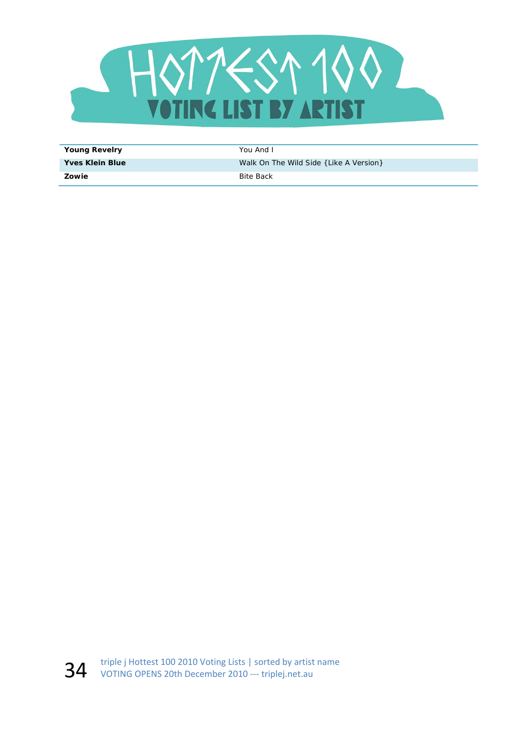# HOTTEST 100

## VOTING LIST BY ARTIST

| | |
|---|---|
| **Young Revelry** | You And I |
| **Yves Klein Blue** | Walk On The Wild Side {Like A Version} |
| **Zowie** | Bite Back |